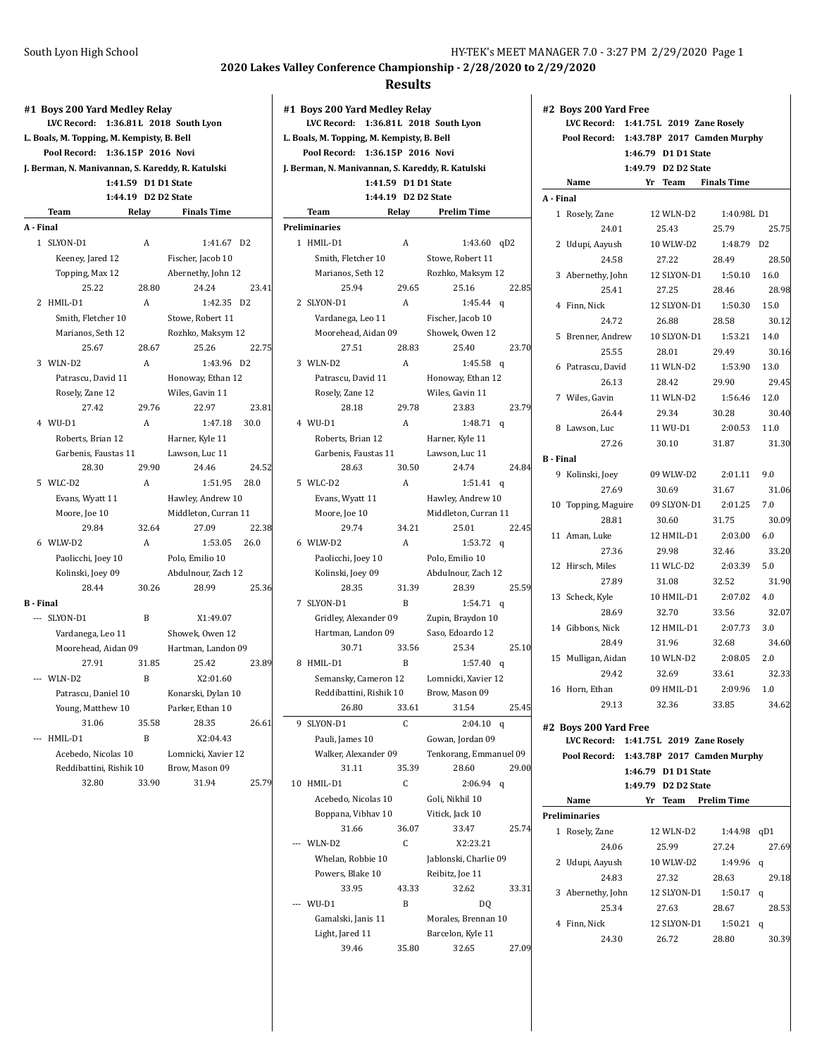# 2020 Lakes Valley Conference Championship - 2/28/2020 to 2/29/2020

## Results

### #1 Boys 200 Yard Medley Relay

**LVC Record: 1:36.81L 2018 South Lyon**
**L. Boals, M. Topping, M. Kempisty, B. Bell**
**Pool Record: 1:36.15P 2016 Novi**
**J. Berman, N. Manivannan, S. Kareddy, R. Katulski**
**1:41.59 D1 D1 State**
**1:44.19 D2 D2 State**

| | Team | Relay | Finals Time | |
|---|---|---|---|---|
| **A - Final** | | | | |
| 1 | SLYON-D1 | A | 1:41.67 | D2 |
| | Keeney, Jared 12 | | Fischer, Jacob 10 | |
| | Topping, Max 12 | | Abernethy, John 12 | |
| | 25.22 | 28.80 | 24.24 | 23.41 |
| 2 | HMIL-D1 | A | 1:42.35 | D2 |
| | Smith, Fletcher 10 | | Stowe, Robert 11 | |
| | Marianos, Seth 12 | | Rozhko, Maksym 12 | |
| | 25.67 | 28.67 | 25.26 | 22.75 |
| 3 | WLN-D2 | A | 1:43.96 | D2 |
| | Patrascu, David 11 | | Honoway, Ethan 12 | |
| | Rosely, Zane 12 | | Wiles, Gavin 11 | |
| | 27.42 | 29.76 | 22.97 | 23.81 |
| 4 | WU-D1 | A | 1:47.18 | 30.0 |
| | Roberts, Brian 12 | | Harner, Kyle 11 | |
| | Garbenis, Faustas 11 | | Lawson, Luc 11 | |
| | 28.30 | 29.90 | 24.46 | 24.52 |
| 5 | WLC-D2 | A | 1:51.95 | 28.0 |
| | Evans, Wyatt 11 | | Hawley, Andrew 10 | |
| | Moore, Joe 10 | | Middleton, Curran 11 | |
| | 29.84 | 32.64 | 27.09 | 22.38 |
| 6 | WLW-D2 | A | 1:53.05 | 26.0 |
| | Paolicchi, Joey 10 | | Polo, Emilio 10 | |
| | Kolinski, Joey 09 | | Abdulnour, Zach 12 | |
| | 28.44 | 30.26 | 28.99 | 25.36 |
| **B - Final** | | | | |
| --- | SLYON-D1 | B | X1:49.07 | |
| | Vardanega, Leo 11 | | Showek, Owen 12 | |
| | Moorehead, Aidan 09 | | Hartman, Landon 09 | |
| | 27.91 | 31.85 | 25.42 | 23.89 |
| --- | WLN-D2 | B | X2:01.60 | |
| | Patrascu, Daniel 10 | | Konarski, Dylan 10 | |
| | Young, Matthew 10 | | Parker, Ethan 10 | |
| | 31.06 | 35.58 | 28.35 | 26.61 |
| --- | HMIL-D1 | B | X2:04.43 | |
| | Acebedo, Nicolas 10 | | Lomnicki, Xavier 12 | |
| | Reddibattini, Rishik 10 | | Brow, Mason 09 | |
| | 32.80 | 33.90 | 31.94 | 25.79 |

### #1 Boys 200 Yard Medley Relay

**LVC Record: 1:36.81L 2018 South Lyon**
**L. Boals, M. Topping, M. Kempisty, B. Bell**
**Pool Record: 1:36.15P 2016 Novi**
**J. Berman, N. Manivannan, S. Kareddy, R. Katulski**
**1:41.59 D1 D1 State**
**1:44.19 D2 D2 State**

| | Team | Relay | Prelim Time | |
|---|---|---|---|---|
| **Preliminaries** | | | | |
| 1 | HMIL-D1 | A | 1:43.60 | qD2 |
| | Smith, Fletcher 10 | | Stowe, Robert 11 | |
| | Marianos, Seth 12 | | Rozhko, Maksym 12 | |
| | 25.94 | 29.65 | 25.16 | 22.85 |
| 2 | SLYON-D1 | A | 1:45.44 | q |
| | Vardanega, Leo 11 | | Fischer, Jacob 10 | |
| | Moorehead, Aidan 09 | | Showek, Owen 12 | |
| | 27.51 | 28.83 | 25.40 | 23.70 |
| 3 | WLN-D2 | A | 1:45.58 | q |
| | Patrascu, David 11 | | Honoway, Ethan 12 | |
| | Rosely, Zane 12 | | Wiles, Gavin 11 | |
| | 28.18 | 29.78 | 23.83 | 23.79 |
| 4 | WU-D1 | A | 1:48.71 | q |
| | Roberts, Brian 12 | | Harner, Kyle 11 | |
| | Garbenis, Faustas 11 | | Lawson, Luc 11 | |
| | 28.63 | 30.50 | 24.74 | 24.84 |
| 5 | WLC-D2 | A | 1:51.41 | q |
| | Evans, Wyatt 11 | | Hawley, Andrew 10 | |
| | Moore, Joe 10 | | Middleton, Curran 11 | |
| | 29.74 | 34.21 | 25.01 | 22.45 |
| 6 | WLW-D2 | A | 1:53.72 | q |
| | Paolicchi, Joey 10 | | Polo, Emilio 10 | |
| | Kolinski, Joey 09 | | Abdulnour, Zach 12 | |
| | 28.35 | 31.39 | 28.39 | 25.59 |
| 7 | SLYON-D1 | B | 1:54.71 | q |
| | Gridley, Alexander 09 | | Zupin, Braydon 10 | |
| | Hartman, Landon 09 | | Saso, Edoardo 12 | |
| | 30.71 | 33.56 | 25.34 | 25.10 |
| 8 | HMIL-D1 | B | 1:57.40 | q |
| | Semansky, Cameron 12 | | Lomnicki, Xavier 12 | |
| | Reddibattini, Rishik 10 | | Brow, Mason 09 | |
| | 26.80 | 33.61 | 31.54 | 25.45 |
| 9 | SLYON-D1 | C | 2:04.10 | q |
| | Pauli, James 10 | | Gowan, Jordan 09 | |
| | Walker, Alexander 09 | | Tenkorang, Emmanuel 09 | |
| | 31.11 | 35.39 | 28.60 | 29.00 |
| 10 | HMIL-D1 | C | 2:06.94 | q |
| | Acebedo, Nicolas 10 | | Goli, Nikhil 10 | |
| | Boppana, Vibhav 10 | | Vitick, Jack 10 | |
| | 31.66 | 36.07 | 33.47 | 25.74 |
| --- | WLN-D2 | C | X2:23.21 | |
| | Whelan, Robbie 10 | | Jablonski, Charlie 09 | |
| | Powers, Blake 10 | | Reibitz, Joe 11 | |
| | 33.95 | 43.33 | 32.62 | 33.31 |
| --- | WU-D1 | B | DQ | |
| | Gamalski, Janis 11 | | Morales, Brennan 10 | |
| | Light, Jared 11 | | Barcelon, Kyle 11 | |
| | 39.46 | 35.80 | 32.65 | 27.09 |

### #2 Boys 200 Yard Free

**LVC Record: 1:41.75L 2019 Zane Rosely**
**Pool Record: 1:43.78P 2017 Camden Murphy**
**1:46.79 D1 D1 State**
**1:49.79 D2 D2 State**

| | Name | Yr | Team | Finals Time | |
|---|---|---|---|---|---|
| **A - Final** | | | | | |
| 1 | Rosely, Zane | 12 | WLN-D2 | 1:40.98L | D1 |
| | 24.01 | 25.43 | | 25.79 | 25.75 |
| 2 | Udupi, Aayush | 10 | WLW-D2 | 1:48.79 | D2 |
| | 24.58 | 27.22 | | 28.49 | 28.50 |
| 3 | Abernethy, John | 12 | SLYON-D1 | 1:50.10 | 16.0 |
| | 25.41 | 27.25 | | 28.46 | 28.98 |
| 4 | Finn, Nick | 12 | SLYON-D1 | 1:50.30 | 15.0 |
| | 24.72 | 26.88 | | 28.58 | 30.12 |
| 5 | Brenner, Andrew | 10 | SLYON-D1 | 1:53.21 | 14.0 |
| | 25.55 | 28.01 | | 29.49 | 30.16 |
| 6 | Patrascu, David | 11 | WLN-D2 | 1:53.90 | 13.0 |
| | 26.13 | 28.42 | | 29.90 | 29.45 |
| 7 | Wiles, Gavin | 11 | WLN-D2 | 1:56.46 | 12.0 |
| | 26.44 | 29.34 | | 30.28 | 30.40 |
| 8 | Lawson, Luc | 11 | WU-D1 | 2:00.53 | 11.0 |
| | 27.26 | 30.10 | | 31.87 | 31.30 |
| **B - Final** | | | | | |
| 9 | Kolinski, Joey | 09 | WLW-D2 | 2:01.11 | 9.0 |
| | 27.69 | 30.69 | | 31.67 | 31.06 |
| 10 | Topping, Maguire | 09 | SLYON-D1 | 2:01.25 | 7.0 |
| | 28.81 | 30.60 | | 31.75 | 30.09 |
| 11 | Aman, Luke | 12 | HMIL-D1 | 2:03.00 | 6.0 |
| | 27.36 | 29.98 | | 32.46 | 33.20 |
| 12 | Hirsch, Miles | 11 | WLC-D2 | 2:03.39 | 5.0 |
| | 27.89 | 31.08 | | 32.52 | 31.90 |
| 13 | Scheck, Kyle | 10 | HMIL-D1 | 2:07.02 | 4.0 |
| | 28.69 | 32.70 | | 33.56 | 32.07 |
| 14 | Gibbons, Nick | 12 | HMIL-D1 | 2:07.73 | 3.0 |
| | 28.49 | 31.96 | | 32.68 | 34.60 |
| 15 | Mulligan, Aidan | 10 | WLN-D2 | 2:08.05 | 2.0 |
| | 29.42 | 32.69 | | 33.61 | 32.33 |
| 16 | Horn, Ethan | 09 | HMIL-D1 | 2:09.96 | 1.0 |
| | 29.13 | 32.36 | | 33.85 | 34.62 |

### #2 Boys 200 Yard Free

**LVC Record: 1:41.75L 2019 Zane Rosely**
**Pool Record: 1:43.78P 2017 Camden Murphy**
**1:46.79 D1 D1 State**
**1:49.79 D2 D2 State**

| | Name | Yr | Team | Prelim Time | |
|---|---|---|---|---|---|
| **Preliminaries** | | | | | |
| 1 | Rosely, Zane | 12 | WLN-D2 | 1:44.98 | qD1 |
| | 24.06 | 25.99 | | 27.24 | 27.69 |
| 2 | Udupi, Aayush | 10 | WLW-D2 | 1:49.96 | q |
| | 24.83 | 27.32 | | 28.63 | 29.18 |
| 3 | Abernethy, John | 12 | SLYON-D1 | 1:50.17 | q |
| | 25.34 | 27.63 | | 28.67 | 28.53 |
| 4 | Finn, Nick | 12 | SLYON-D1 | 1:50.21 | q |
| | 24.30 | 26.72 | | 28.80 | 30.39 |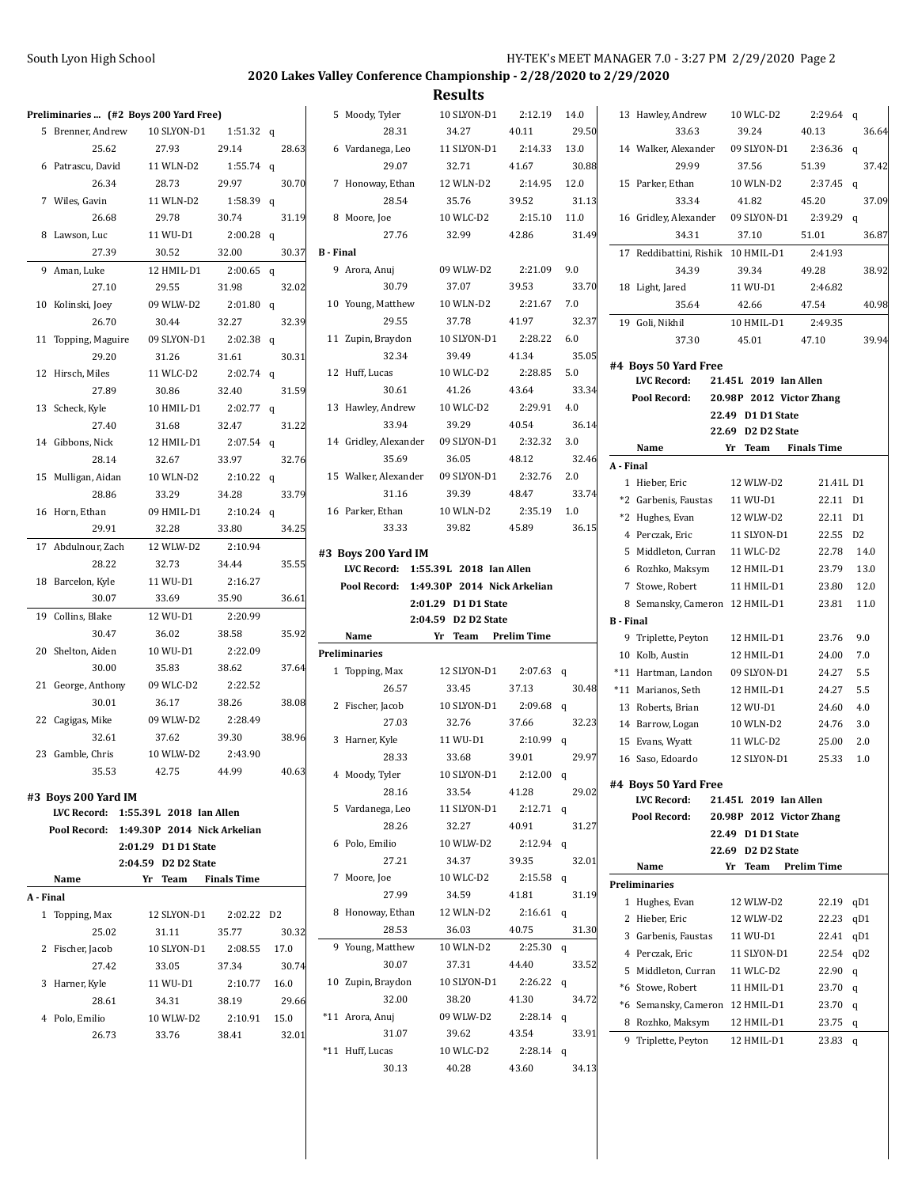## 2020 Lakes Valley Conference Championship - 2/28/2020 to 2/29/2020

## Results

### Preliminaries ... (#2 Boys 200 Yard Free)

| Place | Name | Yr | Team | Prelim Time | |
|---|---|---|---|---|---|
| 5 | Brenner, Andrew | 10 | SLYON-D1 | 1:51.32 | q |
| | 25.62 | 27.93 | 29.14 | 28.63 | |
| 6 | Patrascu, David | 11 | WLN-D2 | 1:55.74 | q |
| | 26.34 | 28.73 | 29.97 | 30.70 | |
| 7 | Wiles, Gavin | 11 | WLN-D2 | 1:58.39 | q |
| | 26.68 | 29.78 | 30.74 | 31.19 | |
| 8 | Lawson, Luc | 11 | WU-D1 | 2:00.28 | q |
| | 27.39 | 30.52 | 32.00 | 30.37 | |
| 9 | Aman, Luke | 12 | HMIL-D1 | 2:00.65 | q |
| | 27.10 | 29.55 | 31.98 | 32.02 | |
| 10 | Kolinski, Joey | 09 | WLW-D2 | 2:01.80 | q |
| | 26.70 | 30.44 | 32.27 | 32.39 | |
| 11 | Topping, Maguire | 09 | SLYON-D1 | 2:02.38 | q |
| | 29.20 | 31.26 | 31.61 | 30.31 | |
| 12 | Hirsch, Miles | 11 | WLC-D2 | 2:02.74 | q |
| | 27.89 | 30.86 | 32.40 | 31.59 | |
| 13 | Scheck, Kyle | 10 | HMIL-D1 | 2:02.77 | q |
| | 27.40 | 31.68 | 32.47 | 31.22 | |
| 14 | Gibbons, Nick | 12 | HMIL-D1 | 2:07.54 | q |
| | 28.14 | 32.67 | 33.97 | 32.76 | |
| 15 | Mulligan, Aidan | 10 | WLN-D2 | 2:10.22 | q |
| | 28.86 | 33.29 | 34.28 | 33.79 | |
| 16 | Horn, Ethan | 09 | HMIL-D1 | 2:10.24 | q |
| | 29.91 | 32.28 | 33.80 | 34.25 | |
| 17 | Abdulnour, Zach | 12 | WLW-D2 | 2:10.94 | |
| | 28.22 | 32.73 | 34.44 | 35.55 | |
| 18 | Barcelon, Kyle | 11 | WU-D1 | 2:16.27 | |
| | 30.07 | 33.69 | 35.90 | 36.61 | |
| 19 | Collins, Blake | 12 | WU-D1 | 2:20.99 | |
| | 30.47 | 36.02 | 38.58 | 35.92 | |
| 20 | Shelton, Aiden | 10 | WU-D1 | 2:22.09 | |
| | 30.00 | 35.83 | 38.62 | 37.64 | |
| 21 | George, Anthony | 09 | WLC-D2 | 2:22.52 | |
| | 30.01 | 36.17 | 38.26 | 38.08 | |
| 22 | Cagigas, Mike | 09 | WLW-D2 | 2:28.49 | |
| | 32.61 | 37.62 | 39.30 | 38.96 | |
| 23 | Gamble, Chris | 10 | WLW-D2 | 2:43.90 | |
| | 35.53 | 42.75 | 44.99 | 40.63 | |

### #3 Boys 200 Yard IM

**LVC Record:** 1:55.39L 2018 Ian Allen
**Pool Record:** 1:49.30P 2014 Nick Arkelian
2:01.29 D1 D1 State
2:04.59 D2 D2 State

| Place | Name | Yr | Team | Finals Time | |
|---|---|---|---|---|---|
| **A - Final** | | | | | |
| 1 | Topping, Max | 12 | SLYON-D1 | 2:02.22 | D2 |
| | 25.02 | 31.11 | 35.77 | 30.32 | |
| 2 | Fischer, Jacob | 10 | SLYON-D1 | 2:08.55 | 17.0 |
| | 27.42 | 33.05 | 37.34 | 30.74 | |
| 3 | Harner, Kyle | 11 | WU-D1 | 2:10.77 | 16.0 |
| | 28.61 | 34.31 | 38.19 | 29.66 | |
| 4 | Polo, Emilio | 10 | WLW-D2 | 2:10.91 | 15.0 |
| | 26.73 | 33.76 | 38.41 | 32.01 | |
| 5 | Moody, Tyler | 10 | SLYON-D1 | 2:12.19 | 14.0 |
| | 28.31 | 34.27 | 40.11 | 29.50 | |
| 6 | Vardanega, Leo | 11 | SLYON-D1 | 2:14.33 | 13.0 |
| | 29.07 | 32.71 | 41.67 | 30.88 | |
| 7 | Honoway, Ethan | 12 | WLN-D2 | 2:14.95 | 12.0 |
| | 28.54 | 35.76 | 39.52 | 31.13 | |
| 8 | Moore, Joe | 10 | WLC-D2 | 2:15.10 | 11.0 |
| | 27.76 | 32.99 | 42.86 | 31.49 | |
| **B - Final** | | | | | |
| 9 | Arora, Anuj | 09 | WLW-D2 | 2:21.09 | 9.0 |
| | 30.79 | 37.07 | 39.53 | 33.70 | |
| 10 | Young, Matthew | 10 | WLN-D2 | 2:21.67 | 7.0 |
| | 29.55 | 37.78 | 41.97 | 32.37 | |
| 11 | Zupin, Braydon | 10 | SLYON-D1 | 2:28.22 | 6.0 |
| | 32.34 | 39.49 | 41.34 | 35.05 | |
| 12 | Huff, Lucas | 10 | WLC-D2 | 2:28.85 | 5.0 |
| | 30.61 | 41.26 | 43.64 | 33.34 | |
| 13 | Hawley, Andrew | 10 | WLC-D2 | 2:29.91 | 4.0 |
| | 33.94 | 39.29 | 40.54 | 36.14 | |
| 14 | Gridley, Alexander | 09 | SLYON-D1 | 2:32.32 | 3.0 |
| | 35.69 | 36.05 | 48.12 | 32.46 | |
| 15 | Walker, Alexander | 09 | SLYON-D1 | 2:32.76 | 2.0 |
| | 31.16 | 39.39 | 48.47 | 33.74 | |
| 16 | Parker, Ethan | 10 | WLN-D2 | 2:35.19 | 1.0 |
| | 33.33 | 39.82 | 45.89 | 36.15 | |

### #3 Boys 200 Yard IM

**LVC Record:** 1:55.39L 2018 Ian Allen
**Pool Record:** 1:49.30P 2014 Nick Arkelian
2:01.29 D1 D1 State
2:04.59 D2 D2 State

| Place | Name | Yr | Team | Prelim Time | |
|---|---|---|---|---|---|
| **Preliminaries** | | | | | |
| 1 | Topping, Max | 12 | SLYON-D1 | 2:07.63 | q |
| | 26.57 | 33.45 | 37.13 | 30.48 | |
| 2 | Fischer, Jacob | 10 | SLYON-D1 | 2:09.68 | q |
| | 27.03 | 32.76 | 37.66 | 32.23 | |
| 3 | Harner, Kyle | 11 | WU-D1 | 2:10.99 | q |
| | 28.33 | 33.68 | 39.01 | 29.97 | |
| 4 | Moody, Tyler | 10 | SLYON-D1 | 2:12.00 | q |
| | 28.16 | 33.54 | 41.28 | 29.02 | |
| 5 | Vardanega, Leo | 11 | SLYON-D1 | 2:12.71 | q |
| | 28.26 | 32.27 | 40.91 | 31.27 | |
| 6 | Polo, Emilio | 10 | WLW-D2 | 2:12.94 | q |
| | 27.21 | 34.37 | 39.35 | 32.01 | |
| 7 | Moore, Joe | 10 | WLC-D2 | 2:15.58 | q |
| | 27.99 | 34.59 | 41.81 | 31.19 | |
| 8 | Honoway, Ethan | 12 | WLN-D2 | 2:16.61 | q |
| | 28.53 | 36.03 | 40.75 | 31.30 | |
| 9 | Young, Matthew | 10 | WLN-D2 | 2:25.30 | q |
| | 30.07 | 37.31 | 44.40 | 33.52 | |
| 10 | Zupin, Braydon | 10 | SLYON-D1 | 2:26.22 | q |
| | 32.00 | 38.20 | 41.30 | 34.72 | |
| *11 | Arora, Anuj | 09 | WLW-D2 | 2:28.14 | q |
| | 31.07 | 39.62 | 43.54 | 33.91 | |
| *11 | Huff, Lucas | 10 | WLC-D2 | 2:28.14 | q |
| | 30.13 | 40.28 | 43.60 | 34.13 | |
| 13 | Hawley, Andrew | 10 | WLC-D2 | 2:29.64 | q |
| | 33.63 | 39.24 | 40.13 | 36.64 | |
| 14 | Walker, Alexander | 09 | SLYON-D1 | 2:36.36 | q |
| | 29.99 | 37.56 | 51.39 | 37.42 | |
| 15 | Parker, Ethan | 10 | WLN-D2 | 2:37.45 | q |
| | 33.34 | 41.82 | 45.20 | 37.09 | |
| 16 | Gridley, Alexander | 09 | SLYON-D1 | 2:39.29 | q |
| | 34.31 | 37.10 | 51.01 | 36.87 | |
| 17 | Reddibattini, Rishik | 10 | HMIL-D1 | 2:41.93 | |
| | 34.39 | 39.34 | 49.28 | 38.92 | |
| 18 | Light, Jared | 11 | WU-D1 | 2:46.82 | |
| | 35.64 | 42.66 | 47.54 | 40.98 | |
| 19 | Goli, Nikhil | 10 | HMIL-D1 | 2:49.35 | |
| | 37.30 | 45.01 | 47.10 | 39.94 | |

### #4 Boys 50 Yard Free

**LVC Record:** 21.45L 2019 Ian Allen
**Pool Record:** 20.98P 2012 Victor Zhang
22.49 D1 D1 State
22.69 D2 D2 State

| Place | Name | Yr | Team | Finals Time | |
|---|---|---|---|---|---|
| **A - Final** | | | | | |
| 1 | Hieber, Eric | 12 | WLW-D2 | 21.41L | D1 |
| *2 | Garbenis, Faustas | 11 | WU-D1 | 22.11 | D1 |
| *2 | Hughes, Evan | 12 | WLW-D2 | 22.11 | D1 |
| 4 | Perczak, Eric | 11 | SLYON-D1 | 22.55 | D2 |
| 5 | Middleton, Curran | 11 | WLC-D2 | 22.78 | 14.0 |
| 6 | Rozhko, Maksym | 12 | HMIL-D1 | 23.79 | 13.0 |
| 7 | Stowe, Robert | 11 | HMIL-D1 | 23.80 | 12.0 |
| 8 | Semansky, Cameron | 12 | HMIL-D1 | 23.81 | 11.0 |
| **B - Final** | | | | | |
| 9 | Triplette, Peyton | 12 | HMIL-D1 | 23.76 | 9.0 |
| 10 | Kolb, Austin | 12 | HMIL-D1 | 24.00 | 7.0 |
| *11 | Hartman, Landon | 09 | SLYON-D1 | 24.27 | 5.5 |
| *11 | Marianos, Seth | 12 | HMIL-D1 | 24.27 | 5.5 |
| 13 | Roberts, Brian | 12 | WU-D1 | 24.60 | 4.0 |
| 14 | Barrow, Logan | 10 | WLN-D2 | 24.76 | 3.0 |
| 15 | Evans, Wyatt | 11 | WLC-D2 | 25.00 | 2.0 |
| 16 | Saso, Edoardo | 12 | SLYON-D1 | 25.33 | 1.0 |

### #4 Boys 50 Yard Free

**LVC Record:** 21.45L 2019 Ian Allen
**Pool Record:** 20.98P 2012 Victor Zhang
22.49 D1 D1 State
22.69 D2 D2 State

| Place | Name | Yr | Team | Prelim Time | |
|---|---|---|---|---|---|
| **Preliminaries** | | | | | |
| 1 | Hughes, Evan | 12 | WLW-D2 | 22.19 | qD1 |
| 2 | Hieber, Eric | 12 | WLW-D2 | 22.23 | qD1 |
| 3 | Garbenis, Faustas | 11 | WU-D1 | 22.41 | qD1 |
| 4 | Perczak, Eric | 11 | SLYON-D1 | 22.54 | qD2 |
| 5 | Middleton, Curran | 11 | WLC-D2 | 22.90 | q |
| *6 | Stowe, Robert | 11 | HMIL-D1 | 23.70 | q |
| *6 | Semansky, Cameron | 12 | HMIL-D1 | 23.70 | q |
| 8 | Rozhko, Maksym | 12 | HMIL-D1 | 23.75 | q |
| 9 | Triplette, Peyton | 12 | HMIL-D1 | 23.83 | q |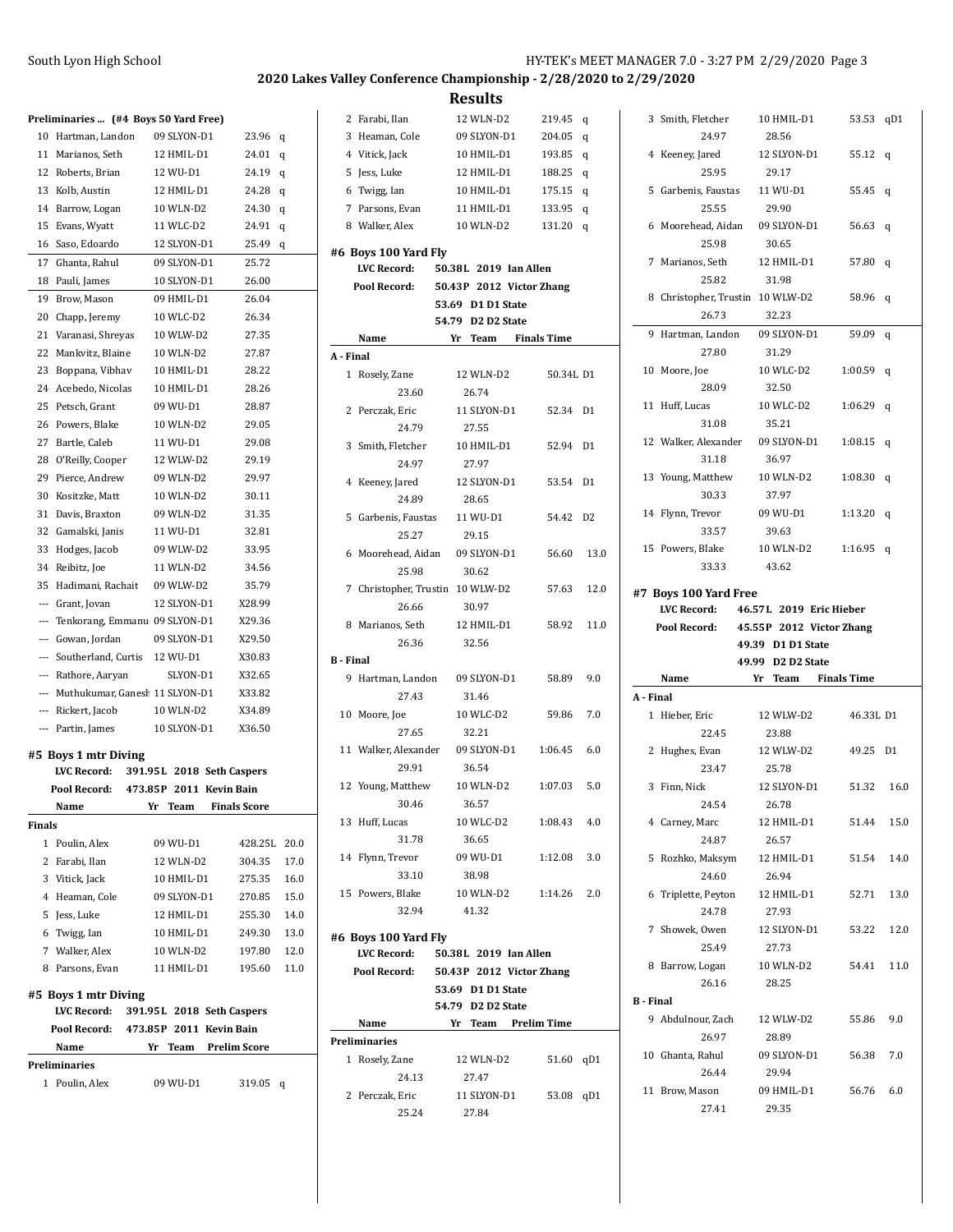## 2020 Lakes Valley Conference Championship - 2/28/2020 to 2/29/2020

## Results

### Preliminaries ... (#4 Boys 50 Yard Free)

| | Name | Yr | Team | Time | |
|---|---|---|---|---|---|
| 10 | Hartman, Landon | 09 | SLYON-D1 | 23.96 | q |
| 11 | Marianos, Seth | 12 | HMIL-D1 | 24.01 | q |
| 12 | Roberts, Brian | 12 | WU-D1 | 24.19 | q |
| 13 | Kolb, Austin | 12 | HMIL-D1 | 24.28 | q |
| 14 | Barrow, Logan | 10 | WLN-D2 | 24.30 | q |
| 15 | Evans, Wyatt | 11 | WLC-D2 | 24.91 | q |
| 16 | Saso, Edoardo | 12 | SLYON-D1 | 25.49 | q |
| 17 | Ghanta, Rahul | 09 | SLYON-D1 | 25.72 | |
| 18 | Pauli, James | 10 | SLYON-D1 | 26.00 | |
| 19 | Brow, Mason | 09 | HMIL-D1 | 26.04 | |
| 20 | Chapp, Jeremy | 10 | WLC-D2 | 26.34 | |
| 21 | Varanasi, Shreyas | 10 | WLW-D2 | 27.35 | |
| 22 | Mankvitz, Blaine | 10 | WLN-D2 | 27.87 | |
| 23 | Boppana, Vibhav | 10 | HMIL-D1 | 28.22 | |
| 24 | Acebedo, Nicolas | 10 | HMIL-D1 | 28.26 | |
| 25 | Petsch, Grant | 09 | WU-D1 | 28.87 | |
| 26 | Powers, Blake | 10 | WLN-D2 | 29.05 | |
| 27 | Bartle, Caleb | 11 | WU-D1 | 29.08 | |
| 28 | O'Reilly, Cooper | 12 | WLW-D2 | 29.19 | |
| 29 | Pierce, Andrew | 09 | WLN-D2 | 29.97 | |
| 30 | Kositzke, Matt | 10 | WLN-D2 | 30.11 | |
| 31 | Davis, Braxton | 09 | WLN-D2 | 31.35 | |
| 32 | Gamalski, Janis | 11 | WU-D1 | 32.81 | |
| 33 | Hodges, Jacob | 09 | WLW-D2 | 33.95 | |
| 34 | Reibitz, Joe | 11 | WLN-D2 | 34.56 | |
| 35 | Hadimani, Rachait | 09 | WLW-D2 | 35.79 | |
| --- | Grant, Jovan | 12 | SLYON-D1 | X28.99 | |
| --- | Tenkorang, Emmanu | 09 | SLYON-D1 | X29.36 | |
| --- | Gowan, Jordan | 09 | SLYON-D1 | X29.50 | |
| --- | Southerland, Curtis | 12 | WU-D1 | X30.83 | |
| --- | Rathore, Aaryan | | SLYON-D1 | X32.65 | |
| --- | Muthukumar, Ganesh | 11 | SLYON-D1 | X33.82 | |
| --- | Rickert, Jacob | 10 | WLN-D2 | X34.89 | |
| --- | Partin, James | 10 | SLYON-D1 | X36.50 | |

### #5 Boys 1 mtr Diving

**LVC Record:** 391.95L 2018 Seth Caspers
**Pool Record:** 473.85P 2011 Kevin Bain

**Finals**

| | Name | Yr | Team | Finals Score | Points |
|---|---|---|---|---|---|
| 1 | Poulin, Alex | 09 | WU-D1 | 428.25L | 20.0 |
| 2 | Farabi, Ilan | 12 | WLN-D2 | 304.35 | 17.0 |
| 3 | Vitick, Jack | 10 | HMIL-D1 | 275.35 | 16.0 |
| 4 | Heaman, Cole | 09 | SLYON-D1 | 270.85 | 15.0 |
| 5 | Jess, Luke | 12 | HMIL-D1 | 255.30 | 14.0 |
| 6 | Twigg, Ian | 10 | HMIL-D1 | 249.30 | 13.0 |
| 7 | Walker, Alex | 10 | WLN-D2 | 197.80 | 12.0 |
| 8 | Parsons, Evan | 11 | HMIL-D1 | 195.60 | 11.0 |

### #5 Boys 1 mtr Diving

**LVC Record:** 391.95L 2018 Seth Caspers
**Pool Record:** 473.85P 2011 Kevin Bain

**Preliminaries**

| | Name | Yr | Team | Prelim Score | |
|---|---|---|---|---|---|
| 1 | Poulin, Alex | 09 | WU-D1 | 319.05 | q |
| 2 | Farabi, Ilan | 12 | WLN-D2 | 219.45 | q |
| 3 | Heaman, Cole | 09 | SLYON-D1 | 204.05 | q |
| 4 | Vitick, Jack | 10 | HMIL-D1 | 193.85 | q |
| 5 | Jess, Luke | 12 | HMIL-D1 | 188.25 | q |
| 6 | Twigg, Ian | 10 | HMIL-D1 | 175.15 | q |
| 7 | Parsons, Evan | 11 | HMIL-D1 | 133.95 | q |
| 8 | Walker, Alex | 10 | WLN-D2 | 131.20 | q |

### #6 Boys 100 Yard Fly

**LVC Record:** 50.38L 2019 Ian Allen
**Pool Record:** 50.43P 2012 Victor Zhang
53.69 D1 D1 State
54.79 D2 D2 State

**A - Final**

| | Name | Yr | Team | Finals Time | Points |
|---|---|---|---|---|---|
| 1 | Rosely, Zane | 12 | WLN-D2 | 50.34L | D1 |
| | 23.60 | 26.74 | | | |
| 2 | Perczak, Eric | 11 | SLYON-D1 | 52.34 | D1 |
| | 24.79 | 27.55 | | | |
| 3 | Smith, Fletcher | 10 | HMIL-D1 | 52.94 | D1 |
| | 24.97 | 27.97 | | | |
| 4 | Keeney, Jared | 12 | SLYON-D1 | 53.54 | D1 |
| | 24.89 | 28.65 | | | |
| 5 | Garbenis, Faustas | 11 | WU-D1 | 54.42 | D2 |
| | 25.27 | 29.15 | | | |
| 6 | Moorehead, Aidan | 09 | SLYON-D1 | 56.60 | 13.0 |
| | 25.98 | 30.62 | | | |
| 7 | Christopher, Trustin | 10 | WLW-D2 | 57.63 | 12.0 |
| | 26.66 | 30.97 | | | |
| 8 | Marianos, Seth | 12 | HMIL-D1 | 58.92 | 11.0 |
| | 26.36 | 32.56 | | | |

**B - Final**

| | Name | Yr | Team | Finals Time | Points |
|---|---|---|---|---|---|
| 9 | Hartman, Landon | 09 | SLYON-D1 | 58.89 | 9.0 |
| | 27.43 | 31.46 | | | |
| 10 | Moore, Joe | 10 | WLC-D2 | 59.86 | 7.0 |
| | 27.65 | 32.21 | | | |
| 11 | Walker, Alexander | 09 | SLYON-D1 | 1:06.45 | 6.0 |
| | 29.91 | 36.54 | | | |
| 12 | Young, Matthew | 10 | WLN-D2 | 1:07.03 | 5.0 |
| | 30.46 | 36.57 | | | |
| 13 | Huff, Lucas | 10 | WLC-D2 | 1:08.43 | 4.0 |
| | 31.78 | 36.65 | | | |
| 14 | Flynn, Trevor | 09 | WU-D1 | 1:12.08 | 3.0 |
| | 33.10 | 38.98 | | | |
| 15 | Powers, Blake | 10 | WLN-D2 | 1:14.26 | 2.0 |
| | 32.94 | 41.32 | | | |

### #6 Boys 100 Yard Fly

**LVC Record:** 50.38L 2019 Ian Allen
**Pool Record:** 50.43P 2012 Victor Zhang
53.69 D1 D1 State
54.79 D2 D2 State

**Preliminaries**

| | Name | Yr | Team | Prelim Time | |
|---|---|---|---|---|---|
| 1 | Rosely, Zane | 12 | WLN-D2 | 51.60 | qD1 |
| | 24.13 | 27.47 | | | |
| 2 | Perczak, Eric | 11 | SLYON-D1 | 53.08 | qD1 |
| | 25.24 | 27.84 | | | |
| 3 | Smith, Fletcher | 10 | HMIL-D1 | 53.53 | qD1 |
| | 24.97 | 28.56 | | | |
| 4 | Keeney, Jared | 12 | SLYON-D1 | 55.12 | q |
| | 25.95 | 29.17 | | | |
| 5 | Garbenis, Faustas | 11 | WU-D1 | 55.45 | q |
| | 25.55 | 29.90 | | | |
| 6 | Moorehead, Aidan | 09 | SLYON-D1 | 56.63 | q |
| | 25.98 | 30.65 | | | |
| 7 | Marianos, Seth | 12 | HMIL-D1 | 57.80 | q |
| | 25.82 | 31.98 | | | |
| 8 | Christopher, Trustin | 10 | WLW-D2 | 58.96 | q |
| | 26.73 | 32.23 | | | |
| 9 | Hartman, Landon | 09 | SLYON-D1 | 59.09 | q |
| | 27.80 | 31.29 | | | |
| 10 | Moore, Joe | 10 | WLC-D2 | 1:00.59 | q |
| | 28.09 | 32.50 | | | |
| 11 | Huff, Lucas | 10 | WLC-D2 | 1:06.29 | q |
| | 31.08 | 35.21 | | | |
| 12 | Walker, Alexander | 09 | SLYON-D1 | 1:08.15 | q |
| | 31.18 | 36.97 | | | |
| 13 | Young, Matthew | 10 | WLN-D2 | 1:08.30 | q |
| | 30.33 | 37.97 | | | |
| 14 | Flynn, Trevor | 09 | WU-D1 | 1:13.20 | q |
| | 33.57 | 39.63 | | | |
| 15 | Powers, Blake | 10 | WLN-D2 | 1:16.95 | q |
| | 33.33 | 43.62 | | | |

### #7 Boys 100 Yard Free

**LVC Record:** 46.57L 2019 Eric Hieber
**Pool Record:** 45.55P 2012 Victor Zhang
49.39 D1 D1 State
49.99 D2 D2 State

**A - Final**

| | Name | Yr | Team | Finals Time | Points |
|---|---|---|---|---|---|
| 1 | Hieber, Eric | 12 | WLW-D2 | 46.33L | D1 |
| | 22.45 | 23.88 | | | |
| 2 | Hughes, Evan | 12 | WLW-D2 | 49.25 | D1 |
| | 23.47 | 25.78 | | | |
| 3 | Finn, Nick | 12 | SLYON-D1 | 51.32 | 16.0 |
| | 24.54 | 26.78 | | | |
| 4 | Carney, Marc | 12 | HMIL-D1 | 51.44 | 15.0 |
| | 24.87 | 26.57 | | | |
| 5 | Rozhko, Maksym | 12 | HMIL-D1 | 51.54 | 14.0 |
| | 24.60 | 26.94 | | | |
| 6 | Triplette, Peyton | 12 | HMIL-D1 | 52.71 | 13.0 |
| | 24.78 | 27.93 | | | |
| 7 | Showek, Owen | 12 | SLYON-D1 | 53.22 | 12.0 |
| | 25.49 | 27.73 | | | |
| 8 | Barrow, Logan | 10 | WLN-D2 | 54.41 | 11.0 |
| | 26.16 | 28.25 | | | |

**B - Final**

| | Name | Yr | Team | Finals Time | Points |
|---|---|---|---|---|---|
| 9 | Abdulnour, Zach | 12 | WLW-D2 | 55.86 | 9.0 |
| | 26.97 | 28.89 | | | |
| 10 | Ghanta, Rahul | 09 | SLYON-D1 | 56.38 | 7.0 |
| | 26.44 | 29.94 | | | |
| 11 | Brow, Mason | 09 | HMIL-D1 | 56.76 | 6.0 |
| | 27.41 | 29.35 | | | |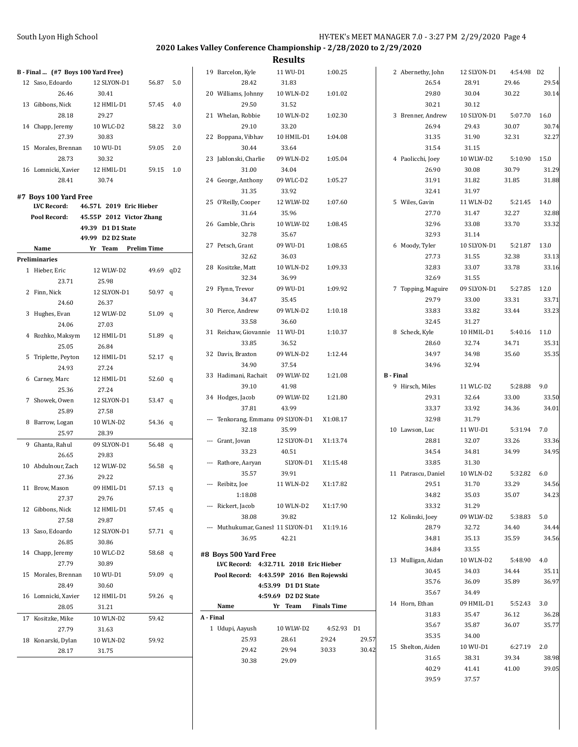## 2020 Lakes Valley Conference Championship - 2/28/2020 to 2/29/2020

### Results

**B - Final ... (#7 Boys 100 Yard Free)**

| Name | Yr | Team | Time | Points |
|---|---|---|---|---|
| 12 Saso, Edoardo | 12 | SLYON-D1 | 56.87 | 5.0 |
| 26.46 30.41 | | | | |
| 13 Gibbons, Nick | 12 | HMIL-D1 | 57.45 | 4.0 |
| 28.18 29.27 | | | | |
| 14 Chapp, Jeremy | 10 | WLC-D2 | 58.22 | 3.0 |
| 27.39 30.83 | | | | |
| 15 Morales, Brennan | 10 | WU-D1 | 59.05 | 2.0 |
| 28.73 30.32 | | | | |
| 16 Lomnicki, Xavier | 12 | HMIL-D1 | 59.15 | 1.0 |
| 28.41 30.74 | | | | |

### #7 Boys 100 Yard Free

**LVC Record:** 46.57L 2019 Eric Hieber
**Pool Record:** 45.55P 2012 Victor Zhang
49.39 D1 D1 State
49.99 D2 D2 State

| Name | Yr | Team | Prelim Time | |
|---|---|---|---|---|
| **Preliminaries** | | | | |
| 1 Hieber, Eric | 12 | WLW-D2 | 49.69 | qD2 |
| 23.71 25.98 | | | | |
| 2 Finn, Nick | 12 | SLYON-D1 | 50.97 | q |
| 24.60 26.37 | | | | |
| 3 Hughes, Evan | 12 | WLW-D2 | 51.09 | q |
| 24.06 27.03 | | | | |
| 4 Rozhko, Maksym | 12 | HMIL-D1 | 51.89 | q |
| 25.05 26.84 | | | | |
| 5 Triplette, Peyton | 12 | HMIL-D1 | 52.17 | q |
| 24.93 27.24 | | | | |
| 6 Carney, Marc | 12 | HMIL-D1 | 52.60 | q |
| 25.36 27.24 | | | | |
| 7 Showek, Owen | 12 | SLYON-D1 | 53.47 | q |
| 25.89 27.58 | | | | |
| 8 Barrow, Logan | 10 | WLN-D2 | 54.36 | q |
| 25.97 28.39 | | | | |
| 9 Ghanta, Rahul | 09 | SLYON-D1 | 56.48 | q |
| 26.65 29.83 | | | | |
| 10 Abdulnour, Zach | 12 | WLW-D2 | 56.58 | q |
| 27.36 29.22 | | | | |
| 11 Brow, Mason | 09 | HMIL-D1 | 57.13 | q |
| 27.37 29.76 | | | | |
| 12 Gibbons, Nick | 12 | HMIL-D1 | 57.45 | q |
| 27.58 29.87 | | | | |
| 13 Saso, Edoardo | 12 | SLYON-D1 | 57.71 | q |
| 26.85 30.86 | | | | |
| 14 Chapp, Jeremy | 10 | WLC-D2 | 58.68 | q |
| 27.79 30.89 | | | | |
| 15 Morales, Brennan | 10 | WU-D1 | 59.09 | q |
| 28.49 30.60 | | | | |
| 16 Lomnicki, Xavier | 12 | HMIL-D1 | 59.26 | q |
| 28.05 31.21 | | | | |
| 17 Kositzke, Mike | 10 | WLN-D2 | 59.42 | |
| 27.79 31.63 | | | | |
| 18 Konarski, Dylan | 10 | WLN-D2 | 59.92 | |
| 28.17 31.75 | | | | |
| 19 Barcelon, Kyle | 11 | WU-D1 | 1:00.25 | |
| 28.42 31.83 | | | | |
| 20 Williams, Johnny | 10 | WLN-D2 | 1:01.02 | |
| 29.50 31.52 | | | | |
| 21 Whelan, Robbie | 10 | WLN-D2 | 1:02.30 | |
| 29.10 33.20 | | | | |
| 22 Boppana, Vibhav | 10 | HMIL-D1 | 1:04.08 | |
| 30.44 33.64 | | | | |
| 23 Jablonski, Charlie | 09 | WLN-D2 | 1:05.04 | |
| 31.00 34.04 | | | | |
| 24 George, Anthony | 09 | WLC-D2 | 1:05.27 | |
| 31.35 33.92 | | | | |
| 25 O'Reilly, Cooper | 12 | WLW-D2 | 1:07.60 | |
| 31.64 35.96 | | | | |
| 26 Gamble, Chris | 10 | WLW-D2 | 1:08.45 | |
| 32.78 35.67 | | | | |
| 27 Petsch, Grant | 09 | WU-D1 | 1:08.65 | |
| 32.62 36.03 | | | | |
| 28 Kositzke, Matt | 10 | WLN-D2 | 1:09.33 | |
| 32.34 36.99 | | | | |
| 29 Flynn, Trevor | 09 | WU-D1 | 1:09.92 | |
| 34.47 35.45 | | | | |
| 30 Pierce, Andrew | 09 | WLN-D2 | 1:10.18 | |
| 33.58 36.60 | | | | |
| 31 Reichaw, Giovannie | 11 | WU-D1 | 1:10.37 | |
| 33.85 36.52 | | | | |
| 32 Davis, Braxton | 09 | WLN-D2 | 1:12.44 | |
| 34.90 37.54 | | | | |
| 33 Hadimani, Rachait | 09 | WLW-D2 | 1:21.08 | |
| 39.10 41.98 | | | | |
| 34 Hodges, Jacob | 09 | WLW-D2 | 1:21.80 | |
| 37.81 43.99 | | | | |
| --- Tenkorang, Emmanu | 09 | SLYON-D1 | X1:08.17 | |
| 32.18 35.99 | | | | |
| --- Grant, Jovan | 12 | SLYON-D1 | X1:13.74 | |
| 33.23 40.51 | | | | |
| --- Rathore, Aaryan | | SLYON-D1 | X1:15.48 | |
| 35.57 39.91 | | | | |
| --- Reibitz, Joe | 11 | WLN-D2 | X1:17.82 | |
| 1:18.08 | | | | |
| --- Rickert, Jacob | 10 | WLN-D2 | X1:17.90 | |
| 38.08 39.82 | | | | |
| --- Muthukumar, Ganesh | 11 | SLYON-D1 | X1:19.16 | |
| 36.95 42.21 | | | | |

### #8 Boys 500 Yard Free

**LVC Record:** 4:32.71L 2018 Eric Hieber
**Pool Record:** 4:43.59P 2016 Ben Rojewski
4:53.99 D1 D1 State
4:59.69 D2 D2 State

| Name | Yr | Team | Finals Time | |
|---|---|---|---|---|
| **A - Final** | | | | |
| 1 Udupi, Aayush | 10 | WLW-D2 | 4:52.93 | D1 |
| 25.93 28.61 29.24 29.57 29.42 29.94 30.33 30.42 30.38 29.09 | | | | |
| 2 Abernethy, John | 12 | SLYON-D1 | 4:54.98 | D2 |
| 26.54 28.91 29.46 29.54 29.80 30.04 30.22 30.14 30.21 30.12 | | | | |
| 3 Brenner, Andrew | 10 | SLYON-D1 | 5:07.70 | 16.0 |
| 26.94 29.43 30.07 30.74 31.35 31.90 32.31 32.27 31.54 31.15 | | | | |
| 4 Paolicchi, Joey | 10 | WLW-D2 | 5:10.90 | 15.0 |
| 26.90 30.08 30.79 31.29 31.91 31.82 31.85 31.88 32.41 31.97 | | | | |
| 5 Wiles, Gavin | 11 | WLN-D2 | 5:21.45 | 14.0 |
| 27.70 31.47 32.27 32.88 32.96 33.08 33.70 33.32 32.93 31.14 | | | | |
| 6 Moody, Tyler | 10 | SLYON-D1 | 5:21.87 | 13.0 |
| 27.73 31.55 32.38 33.13 32.83 33.07 33.78 33.16 32.69 31.55 | | | | |
| 7 Topping, Maguire | 09 | SLYON-D1 | 5:27.85 | 12.0 |
| 29.79 33.00 33.31 33.71 33.83 33.82 33.44 33.23 32.45 31.27 | | | | |
| 8 Scheck, Kyle | 10 | HMIL-D1 | 5:40.16 | 11.0 |
| 28.60 32.74 34.71 35.31 34.97 34.98 35.60 35.35 34.96 32.94 | | | | |
| **B - Final** | | | | |
| 9 Hirsch, Miles | 11 | WLC-D2 | 5:28.88 | 9.0 |
| 29.31 32.64 33.00 33.50 33.37 33.92 34.36 34.01 32.98 31.79 | | | | |
| 10 Lawson, Luc | 11 | WU-D1 | 5:31.94 | 7.0 |
| 28.81 32.07 33.26 33.36 34.54 34.81 34.99 34.95 33.85 31.30 | | | | |
| 11 Patrascu, Daniel | 10 | WLN-D2 | 5:32.82 | 6.0 |
| 29.51 31.70 33.29 34.56 34.82 35.03 35.07 34.23 33.32 31.29 | | | | |
| 12 Kolinski, Joey | 09 | WLW-D2 | 5:38.83 | 5.0 |
| 28.79 32.72 34.40 34.44 34.81 35.13 35.59 34.56 34.84 33.55 | | | | |
| 13 Mulligan, Aidan | 10 | WLN-D2 | 5:48.90 | 4.0 |
| 30.45 34.03 34.44 35.11 35.76 36.09 35.89 36.97 35.67 34.49 | | | | |
| 14 Horn, Ethan | 09 | HMIL-D1 | 5:52.43 | 3.0 |
| 31.83 35.47 36.12 36.28 35.67 35.87 36.07 35.77 35.35 34.00 | | | | |
| 15 Shelton, Aiden | 10 | WU-D1 | 6:27.19 | 2.0 |
| 31.65 38.31 39.34 38.98 40.29 41.41 41.00 39.05 39.59 37.57 | | | | |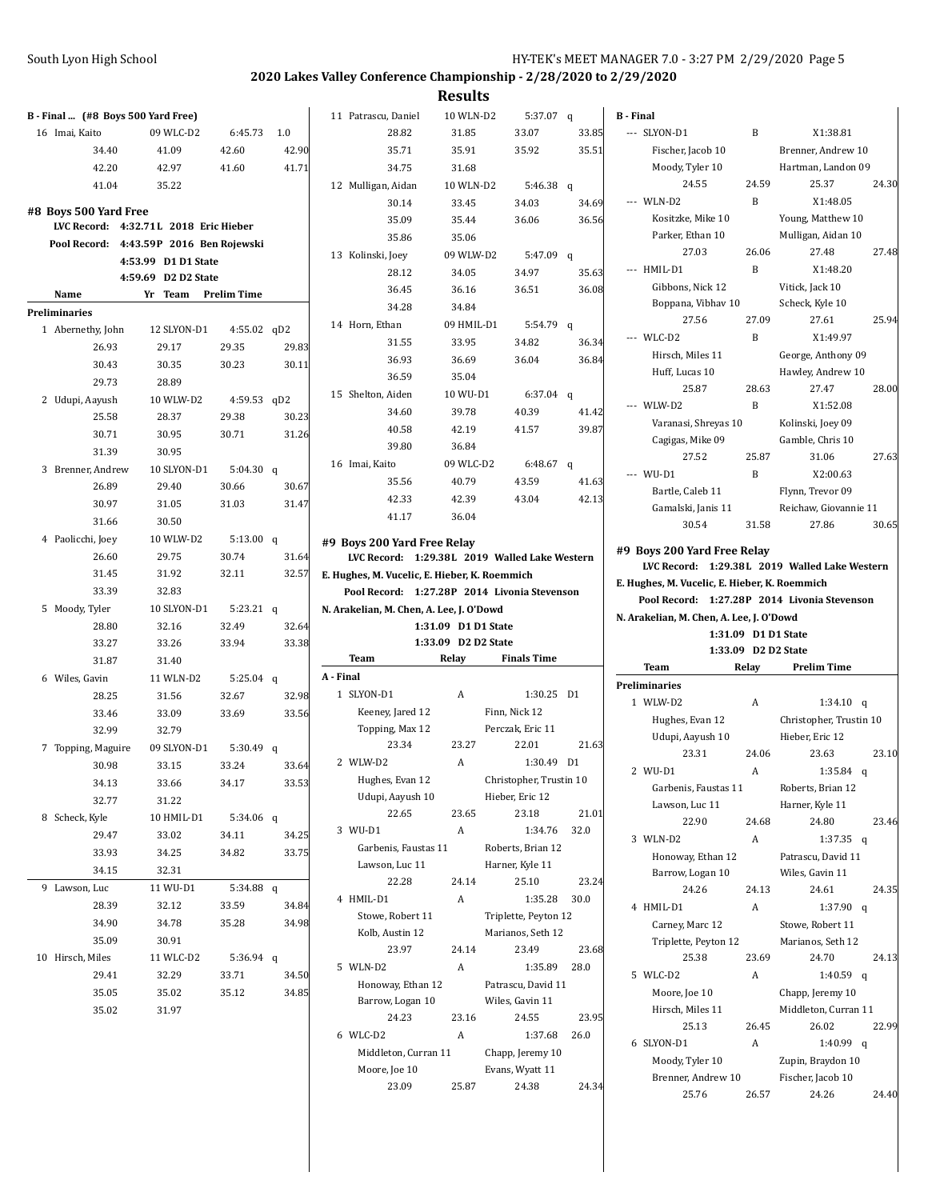**B - Final ... (#8 Boys 500 Yard Free)**

| | | | | |
|---|---|---|---|---|
| 16 Imai, Kaito | 09 WLC-D2 | 6:45.73 | 1.0 | |
| 34.40 | 41.09 | 42.60 | 42.90 | |
| 42.20 | 42.97 | 41.60 | 41.71 | |
| 41.04 | 35.22 | | | |

## #8 Boys 500 Yard Free

**LVC Record: 4:32.71L 2018 Eric Hieber**

**Pool Record: 4:43.59P 2016 Ben Rojewski**

**4:53.99 D1 D1 State**

**4:59.69 D2 D2 State**

| Name | Yr | Team | Prelim Time | |
|---|---|---|---|---|
| **Preliminaries** | | | | |
| 1 Abernethy, John | 12 | SLYON-D1 | 4:55.02 | qD2 |
| 26.93 | 29.17 | 29.35 | 29.83 | |
| 30.43 | 30.35 | 30.23 | 30.11 | |
| 29.73 | 28.89 | | | |
| 2 Udupi, Aayush | 10 | WLW-D2 | 4:59.53 | qD2 |
| 25.58 | 28.37 | 29.38 | 30.23 | |
| 30.71 | 30.95 | 30.71 | 31.26 | |
| 31.39 | 30.95 | | | |
| 3 Brenner, Andrew | 10 | SLYON-D1 | 5:04.30 | q |
| 26.89 | 29.40 | 30.66 | 30.67 | |
| 30.97 | 31.05 | 31.03 | 31.47 | |
| 31.66 | 30.50 | | | |
| 4 Paolicchi, Joey | 10 | WLW-D2 | 5:13.00 | q |
| 26.60 | 29.75 | 30.74 | 31.64 | |
| 31.45 | 31.92 | 32.11 | 32.57 | |
| 33.39 | 32.83 | | | |
| 5 Moody, Tyler | 10 | SLYON-D1 | 5:23.21 | q |
| 28.80 | 32.16 | 32.49 | 32.64 | |
| 33.27 | 33.26 | 33.94 | 33.38 | |
| 31.87 | 31.40 | | | |
| 6 Wiles, Gavin | 11 | WLN-D2 | 5:25.04 | q |
| 28.25 | 31.56 | 32.67 | 32.98 | |
| 33.46 | 33.09 | 33.69 | 33.56 | |
| 32.99 | 32.79 | | | |
| 7 Topping, Maguire | 09 | SLYON-D1 | 5:30.49 | q |
| 30.98 | 33.15 | 33.24 | 33.64 | |
| 34.13 | 33.66 | 34.17 | 33.53 | |
| 32.77 | 31.22 | | | |
| 8 Scheck, Kyle | 10 | HMIL-D1 | 5:34.06 | q |
| 29.47 | 33.02 | 34.11 | 34.25 | |
| 33.93 | 34.25 | 34.82 | 33.75 | |
| 34.15 | 32.31 | | | |
| 9 Lawson, Luc | 11 | WU-D1 | 5:34.88 | q |
| 28.39 | 32.12 | 33.59 | 34.84 | |
| 34.90 | 34.78 | 35.28 | 34.98 | |
| 35.09 | 30.91 | | | |
| 10 Hirsch, Miles | 11 | WLC-D2 | 5:36.94 | q |
| 29.41 | 32.29 | 33.71 | 34.50 | |
| 35.05 | 35.02 | 35.12 | 34.85 | |
| 35.02 | 31.97 | | | |
| 11 Patrascu, Daniel | 10 | WLN-D2 | 5:37.07 | q |
| 28.82 | 31.85 | 33.07 | 33.85 | |
| 35.71 | 35.91 | 35.92 | 35.51 | |
| 34.75 | 31.68 | | | |
| 12 Mulligan, Aidan | 10 | WLN-D2 | 5:46.38 | q |
| 30.14 | 33.45 | 34.03 | 34.69 | |
| 35.09 | 35.44 | 36.06 | 36.56 | |
| 35.86 | 35.06 | | | |
| 13 Kolinski, Joey | 09 | WLW-D2 | 5:47.09 | q |
| 28.12 | 34.05 | 34.97 | 35.63 | |
| 36.45 | 36.16 | 36.51 | 36.08 | |
| 34.28 | 34.84 | | | |
| 14 Horn, Ethan | 09 | HMIL-D1 | 5:54.79 | q |
| 31.55 | 33.95 | 34.82 | 36.34 | |
| 36.93 | 36.69 | 36.04 | 36.84 | |
| 36.59 | 35.04 | | | |
| 15 Shelton, Aiden | 10 | WU-D1 | 6:37.04 | q |
| 34.60 | 39.78 | 40.39 | 41.42 | |
| 40.58 | 42.19 | 41.57 | 39.87 | |
| 39.80 | 36.84 | | | |
| 16 Imai, Kaito | 09 | WLC-D2 | 6:48.67 | q |
| 35.56 | 40.79 | 43.59 | 41.63 | |
| 42.33 | 42.39 | 43.04 | 42.13 | |
| 41.17 | 36.04 | | | |

## #9 Boys 200 Yard Free Relay

**LVC Record: 1:29.38L 2019 Walled Lake Western**

**E. Hughes, M. Vucelic, E. Hieber, K. Roemmich**

**Pool Record: 1:27.28P 2014 Livonia Stevenson**

**N. Arakelian, M. Chen, A. Lee, J. O'Dowd**

**1:31.09 D1 D1 State**

**1:33.09 D2 D2 State**

| Team | Relay | Finals Time | | |
|---|---|---|---|---|
| **A - Final** | | | | |
| 1 SLYON-D1 | A | 1:30.25 | D1 | |
| Keeney, Jared 12 | | Finn, Nick 12 | | |
| Topping, Max 12 | | Perczak, Eric 11 | | |
| 23.34 | 23.27 | 22.01 | 21.63 | |
| 2 WLW-D2 | A | 1:30.49 | D1 | |
| Hughes, Evan 12 | | Christopher, Trustin 10 | | |
| Udupi, Aayush 10 | | Hieber, Eric 12 | | |
| 22.65 | 23.65 | 23.18 | 21.01 | |
| 3 WU-D1 | A | 1:34.76 | 32.0 | |
| Garbenis, Faustas 11 | | Roberts, Brian 12 | | |
| Lawson, Luc 11 | | Harner, Kyle 11 | | |
| 22.28 | 24.14 | 25.10 | 23.24 | |
| 4 HMIL-D1 | A | 1:35.28 | 30.0 | |
| Stowe, Robert 11 | | Triplette, Peyton 12 | | |
| Kolb, Austin 12 | | Marianos, Seth 12 | | |
| 23.97 | 24.14 | 23.49 | 23.68 | |
| 5 WLN-D2 | A | 1:35.89 | 28.0 | |
| Honoway, Ethan 12 | | Patrascu, David 11 | | |
| Barrow, Logan 10 | | Wiles, Gavin 11 | | |
| 24.23 | 23.16 | 24.55 | 23.95 | |
| 6 WLC-D2 | A | 1:37.68 | 26.0 | |
| Middleton, Curran 11 | | Chapp, Jeremy 10 | | |
| Moore, Joe 10 | | Evans, Wyatt 11 | | |
| 23.09 | 25.87 | 24.38 | 24.34 | |
| **B - Final** | | | | |
| --- SLYON-D1 | B | X1:38.81 | | |
| Fischer, Jacob 10 | | Brenner, Andrew 10 | | |
| Moody, Tyler 10 | | Hartman, Landon 09 | | |
| 24.55 | 24.59 | 25.37 | 24.30 | |
| --- WLN-D2 | B | X1:48.05 | | |
| Kositzke, Mike 10 | | Young, Matthew 10 | | |
| Parker, Ethan 10 | | Mulligan, Aidan 10 | | |
| 27.03 | 26.06 | 27.48 | 27.48 | |
| --- HMIL-D1 | B | X1:48.20 | | |
| Gibbons, Nick 12 | | Vitick, Jack 10 | | |
| Boppana, Vibhav 10 | | Scheck, Kyle 10 | | |
| 27.56 | 27.09 | 27.61 | 25.94 | |
| --- WLC-D2 | B | X1:49.97 | | |
| Hirsch, Miles 11 | | George, Anthony 09 | | |
| Huff, Lucas 10 | | Hawley, Andrew 10 | | |
| 25.87 | 28.63 | 27.47 | 28.00 | |
| --- WLW-D2 | B | X1:52.08 | | |
| Varanasi, Shreyas 10 | | Kolinski, Joey 09 | | |
| Cagigas, Mike 09 | | Gamble, Chris 10 | | |
| 27.52 | 25.87 | 31.06 | 27.63 | |
| --- WU-D1 | B | X2:00.63 | | |
| Bartle, Caleb 11 | | Flynn, Trevor 09 | | |
| Gamalski, Janis 11 | | Reichaw, Giovannie 11 | | |
| 30.54 | 31.58 | 27.86 | 30.65 | |

## #9 Boys 200 Yard Free Relay

**LVC Record: 1:29.38L 2019 Walled Lake Western**

**E. Hughes, M. Vucelic, E. Hieber, K. Roemmich**

**Pool Record: 1:27.28P 2014 Livonia Stevenson**

**N. Arakelian, M. Chen, A. Lee, J. O'Dowd**

**1:31.09 D1 D1 State**

**1:33.09 D2 D2 State**

| Team | Relay | Prelim Time | | |
|---|---|---|---|---|
| **Preliminaries** | | | | |
| 1 WLW-D2 | A | 1:34.10 | q | |
| Hughes, Evan 12 | | Christopher, Trustin 10 | | |
| Udupi, Aayush 10 | | Hieber, Eric 12 | | |
| 23.31 | 24.06 | 23.63 | 23.10 | |
| 2 WU-D1 | A | 1:35.84 | q | |
| Garbenis, Faustas 11 | | Roberts, Brian 12 | | |
| Lawson, Luc 11 | | Harner, Kyle 11 | | |
| 22.90 | 24.68 | 24.80 | 23.46 | |
| 3 WLN-D2 | A | 1:37.35 | q | |
| Honoway, Ethan 12 | | Patrascu, David 11 | | |
| Barrow, Logan 10 | | Wiles, Gavin 11 | | |
| 24.26 | 24.13 | 24.61 | 24.35 | |
| 4 HMIL-D1 | A | 1:37.90 | q | |
| Carney, Marc 12 | | Stowe, Robert 11 | | |
| Triplette, Peyton 12 | | Marianos, Seth 12 | | |
| 25.38 | 23.69 | 24.70 | 24.13 | |
| 5 WLC-D2 | A | 1:40.59 | q | |
| Moore, Joe 10 | | Chapp, Jeremy 10 | | |
| Hirsch, Miles 11 | | Middleton, Curran 11 | | |
| 25.13 | 26.45 | 26.02 | 22.99 | |
| 6 SLYON-D1 | A | 1:40.99 | q | |
| Moody, Tyler 10 | | Zupin, Braydon 10 | | |
| Brenner, Andrew 10 | | Fischer, Jacob 10 | | |
| 25.76 | 26.57 | 24.26 | 24.40 | |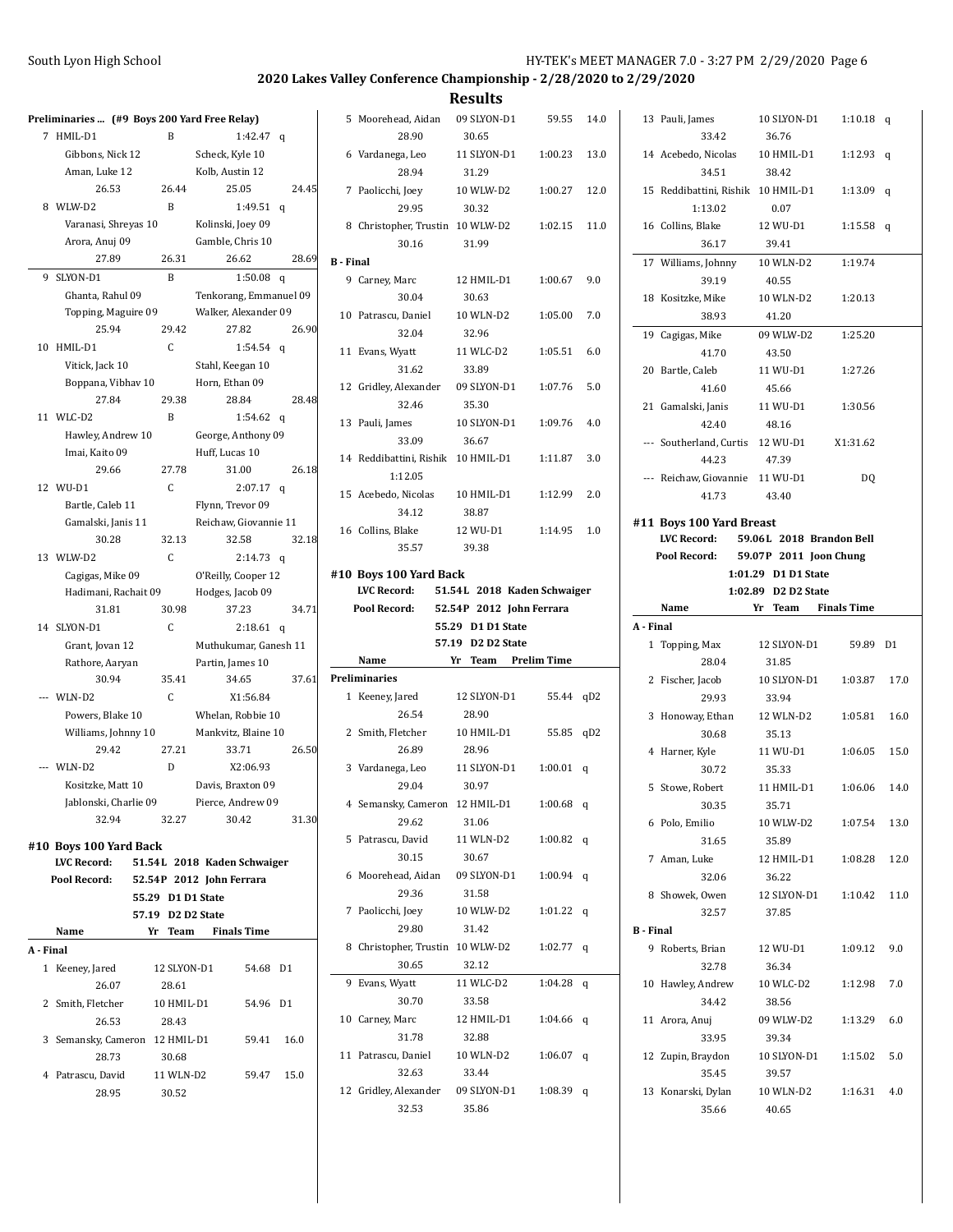## 2020 Lakes Valley Conference Championship - 2/28/2020 to 2/29/2020

### Results

**Preliminaries ... (#9 Boys 200 Yard Free Relay)**

| | Team | Relay | | Prelim Time | |
|---|---|---|---|---|---|
| 7 | HMIL-D1 | B | | 1:42.47 | q |
| | Gibbons, Nick 12 | | Scheck, Kyle 10 | | |
| | Aman, Luke 12 | | Kolb, Austin 12 | | |
| | 26.53 | 26.44 | 25.05 | 24.45 | |
| 8 | WLW-D2 | B | | 1:49.51 | q |
| | Varanasi, Shreyas 10 | | Kolinski, Joey 09 | | |
| | Arora, Anuj 09 | | Gamble, Chris 10 | | |
| | 27.89 | 26.31 | 26.62 | 28.69 | |
| 9 | SLYON-D1 | B | | 1:50.08 | q |
| | Ghanta, Rahul 09 | | Tenkorang, Emmanuel 09 | | |
| | Topping, Maguire 09 | | Walker, Alexander 09 | | |
| | 25.94 | 29.42 | 27.82 | 26.90 | |
| 10 | HMIL-D1 | C | | 1:54.54 | q |
| | Vitick, Jack 10 | | Stahl, Keegan 10 | | |
| | Boppana, Vibhav 10 | | Horn, Ethan 09 | | |
| | 27.84 | 29.38 | 28.84 | 28.48 | |
| 11 | WLC-D2 | B | | 1:54.62 | q |
| | Hawley, Andrew 10 | | George, Anthony 09 | | |
| | Imai, Kaito 09 | | Huff, Lucas 10 | | |
| | 29.66 | 27.78 | 31.00 | 26.18 | |
| 12 | WU-D1 | C | | 2:07.17 | q |
| | Bartle, Caleb 11 | | Flynn, Trevor 09 | | |
| | Gamalski, Janis 11 | | Reichaw, Giovannie 11 | | |
| | 30.28 | 32.13 | 32.58 | 32.18 | |
| 13 | WLW-D2 | C | | 2:14.73 | q |
| | Cagigas, Mike 09 | | O'Reilly, Cooper 12 | | |
| | Hadimani, Rachait 09 | | Hodges, Jacob 09 | | |
| | 31.81 | 30.98 | 37.23 | 34.71 | |
| 14 | SLYON-D1 | C | | 2:18.61 | q |
| | Grant, Jovan 12 | | Muthukumar, Ganesh 11 | | |
| | Rathore, Aaryan | | Partin, James 10 | | |
| | 30.94 | 35.41 | 34.65 | 37.61 | |
| --- | WLN-D2 | C | | X1:56.84 | |
| | Powers, Blake 10 | | Whelan, Robbie 10 | | |
| | Williams, Johnny 10 | | Mankvitz, Blaine 10 | | |
| | 29.42 | 27.21 | 33.71 | 26.50 | |
| --- | WLN-D2 | D | | X2:06.93 | |
| | Kositzke, Matt 10 | | Davis, Braxton 09 | | |
| | Jablonski, Charlie 09 | | Pierce, Andrew 09 | | |
| | 32.94 | 32.27 | 30.42 | 31.30 | |

### #10 Boys 100 Yard Back

**LVC Record:** 51.54L 2018 Kaden Schwaiger
**Pool Record:** 52.54P 2012 John Ferrara
55.29 D1 D1 State
57.19 D2 D2 State

| | Name | Yr | Team | Finals Time | Points |
|---|---|---|---|---|---|
| **A - Final** | | | | | |
| 1 | Keeney, Jared | 12 | SLYON-D1 | 54.68 | D1 |
| | 26.07 | 28.61 | | | |
| 2 | Smith, Fletcher | 10 | HMIL-D1 | 54.96 | D1 |
| | 26.53 | 28.43 | | | |
| 3 | Semansky, Cameron | 12 | HMIL-D1 | 59.41 | 16.0 |
| | 28.73 | 30.68 | | | |
| 4 | Patrascu, David | 11 | WLN-D2 | 59.47 | 15.0 |
| | 28.95 | 30.52 | | | |
| 5 | Moorehead, Aidan | 09 | SLYON-D1 | 59.55 | 14.0 |
| | 28.90 | 30.65 | | | |
| 6 | Vardanega, Leo | 11 | SLYON-D1 | 1:00.23 | 13.0 |
| | 28.94 | 31.29 | | | |
| 7 | Paolicchi, Joey | 10 | WLW-D2 | 1:00.27 | 12.0 |
| | 29.95 | 30.32 | | | |
| 8 | Christopher, Trustin | 10 | WLW-D2 | 1:02.15 | 11.0 |
| | 30.16 | 31.99 | | | |
| **B - Final** | | | | | |
| 9 | Carney, Marc | 12 | HMIL-D1 | 1:00.67 | 9.0 |
| | 30.04 | 30.63 | | | |
| 10 | Patrascu, Daniel | 10 | WLN-D2 | 1:05.00 | 7.0 |
| | 32.04 | 32.96 | | | |
| 11 | Evans, Wyatt | 11 | WLC-D2 | 1:05.51 | 6.0 |
| | 31.62 | 33.89 | | | |
| 12 | Gridley, Alexander | 09 | SLYON-D1 | 1:07.76 | 5.0 |
| | 32.46 | 35.30 | | | |
| 13 | Pauli, James | 10 | SLYON-D1 | 1:09.76 | 4.0 |
| | 33.09 | 36.67 | | | |
| 14 | Reddibattini, Rishik | 10 | HMIL-D1 | 1:11.87 | 3.0 |
| | 1:12.05 | | | | |
| 15 | Acebedo, Nicolas | 10 | HMIL-D1 | 1:12.99 | 2.0 |
| | 34.12 | 38.87 | | | |
| 16 | Collins, Blake | 12 | WU-D1 | 1:14.95 | 1.0 |
| | 35.57 | 39.38 | | | |

### #10 Boys 100 Yard Back

**LVC Record:** 51.54L 2018 Kaden Schwaiger
**Pool Record:** 52.54P 2012 John Ferrara
55.29 D1 D1 State
57.19 D2 D2 State

| | Name | Yr | Team | Prelim Time | |
|---|---|---|---|---|---|
| **Preliminaries** | | | | | |
| 1 | Keeney, Jared | 12 | SLYON-D1 | 55.44 | qD2 |
| | 26.54 | 28.90 | | | |
| 2 | Smith, Fletcher | 10 | HMIL-D1 | 55.85 | qD2 |
| | 26.89 | 28.96 | | | |
| 3 | Vardanega, Leo | 11 | SLYON-D1 | 1:00.01 | q |
| | 29.04 | 30.97 | | | |
| 4 | Semansky, Cameron | 12 | HMIL-D1 | 1:00.68 | q |
| | 29.62 | 31.06 | | | |
| 5 | Patrascu, David | 11 | WLN-D2 | 1:00.82 | q |
| | 30.15 | 30.67 | | | |
| 6 | Moorehead, Aidan | 09 | SLYON-D1 | 1:00.94 | q |
| | 29.36 | 31.58 | | | |
| 7 | Paolicchi, Joey | 10 | WLW-D2 | 1:01.22 | q |
| | 29.80 | 31.42 | | | |
| 8 | Christopher, Trustin | 10 | WLW-D2 | 1:02.77 | q |
| | 30.65 | 32.12 | | | |
| 9 | Evans, Wyatt | 11 | WLC-D2 | 1:04.28 | q |
| | 30.70 | 33.58 | | | |
| 10 | Carney, Marc | 12 | HMIL-D1 | 1:04.66 | q |
| | 31.78 | 32.88 | | | |
| 11 | Patrascu, Daniel | 10 | WLN-D2 | 1:06.07 | q |
| | 32.63 | 33.44 | | | |
| 12 | Gridley, Alexander | 09 | SLYON-D1 | 1:08.39 | q |
| | 32.53 | 35.86 | | | |
| 13 | Pauli, James | 10 | SLYON-D1 | 1:10.18 | q |
| | 33.42 | 36.76 | | | |
| 14 | Acebedo, Nicolas | 10 | HMIL-D1 | 1:12.93 | q |
| | 34.51 | 38.42 | | | |
| 15 | Reddibattini, Rishik | 10 | HMIL-D1 | 1:13.09 | q |
| | 1:13.02 | 0.07 | | | |
| 16 | Collins, Blake | 12 | WU-D1 | 1:15.58 | q |
| | 36.17 | 39.41 | | | |
| 17 | Williams, Johnny | 10 | WLN-D2 | 1:19.74 | |
| | 39.19 | 40.55 | | | |
| 18 | Kositzke, Mike | 10 | WLN-D2 | 1:20.13 | |
| | 38.93 | 41.20 | | | |
| 19 | Cagigas, Mike | 09 | WLW-D2 | 1:25.20 | |
| | 41.70 | 43.50 | | | |
| 20 | Bartle, Caleb | 11 | WU-D1 | 1:27.26 | |
| | 41.60 | 45.66 | | | |
| 21 | Gamalski, Janis | 11 | WU-D1 | 1:30.56 | |
| | 42.40 | 48.16 | | | |
| --- | Southerland, Curtis | 12 | WU-D1 | X1:31.62 | |
| | 44.23 | 47.39 | | | |
| --- | Reichaw, Giovannie | 11 | WU-D1 | DQ | |
| | 41.73 | 43.40 | | | |

### #11 Boys 100 Yard Breast

**LVC Record:** 59.06L 2018 Brandon Bell
**Pool Record:** 59.07P 2011 Joon Chung
1:01.29 D1 D1 State
1:02.89 D2 D2 State

| | Name | Yr | Team | Finals Time | Points |
|---|---|---|---|---|---|
| **A - Final** | | | | | |
| 1 | Topping, Max | 12 | SLYON-D1 | 59.89 | D1 |
| | 28.04 | 31.85 | | | |
| 2 | Fischer, Jacob | 10 | SLYON-D1 | 1:03.87 | 17.0 |
| | 29.93 | 33.94 | | | |
| 3 | Honoway, Ethan | 12 | WLN-D2 | 1:05.81 | 16.0 |
| | 30.68 | 35.13 | | | |
| 4 | Harner, Kyle | 11 | WU-D1 | 1:06.05 | 15.0 |
| | 30.72 | 35.33 | | | |
| 5 | Stowe, Robert | 11 | HMIL-D1 | 1:06.06 | 14.0 |
| | 30.35 | 35.71 | | | |
| 6 | Polo, Emilio | 10 | WLW-D2 | 1:07.54 | 13.0 |
| | 31.65 | 35.89 | | | |
| 7 | Aman, Luke | 12 | HMIL-D1 | 1:08.28 | 12.0 |
| | 32.06 | 36.22 | | | |
| 8 | Showek, Owen | 12 | SLYON-D1 | 1:10.42 | 11.0 |
| | 32.57 | 37.85 | | | |
| **B - Final** | | | | | |
| 9 | Roberts, Brian | 12 | WU-D1 | 1:09.12 | 9.0 |
| | 32.78 | 36.34 | | | |
| 10 | Hawley, Andrew | 10 | WLC-D2 | 1:12.98 | 7.0 |
| | 34.42 | 38.56 | | | |
| 11 | Arora, Anuj | 09 | WLW-D2 | 1:13.29 | 6.0 |
| | 33.95 | 39.34 | | | |
| 12 | Zupin, Braydon | 10 | SLYON-D1 | 1:15.02 | 5.0 |
| | 35.45 | 39.57 | | | |
| 13 | Konarski, Dylan | 10 | WLN-D2 | 1:16.31 | 4.0 |
| | 35.66 | 40.65 | | | |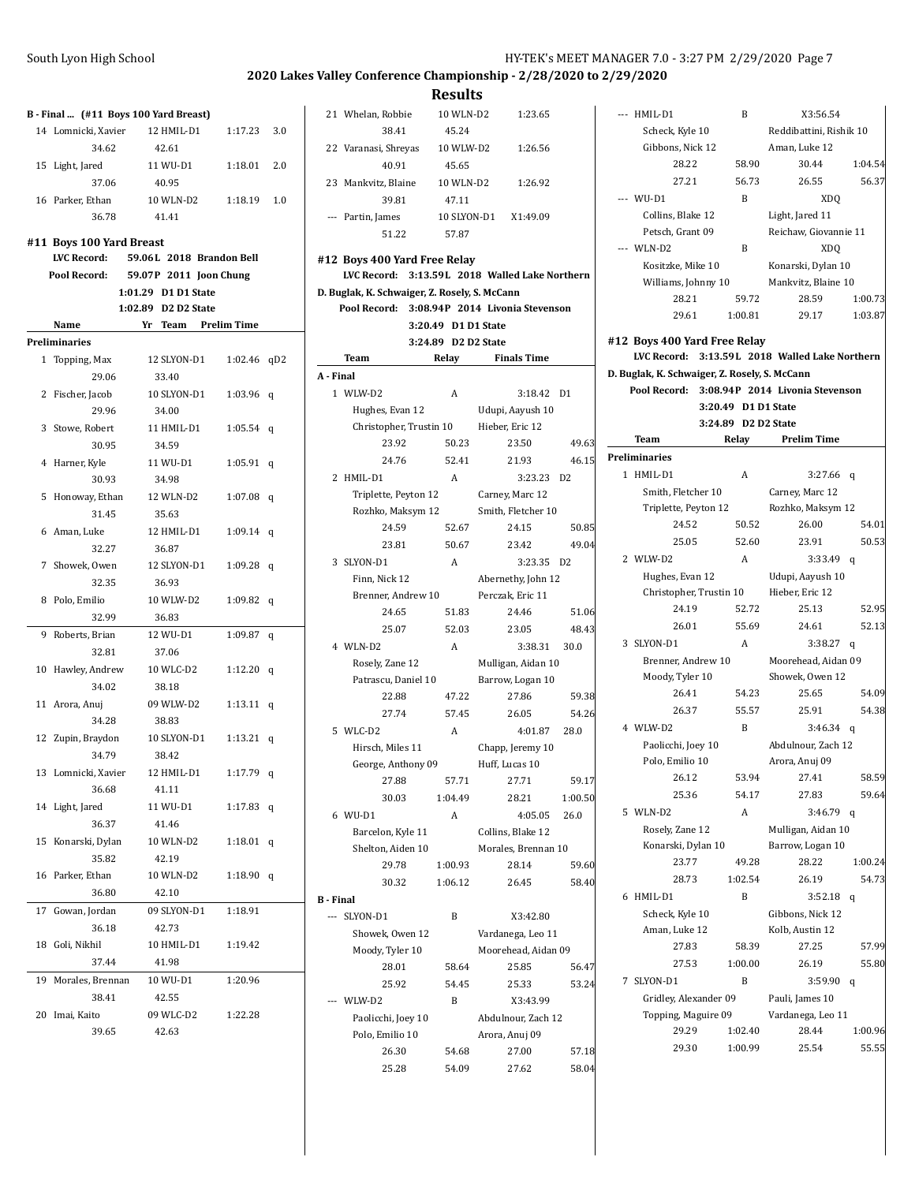## 2020 Lakes Valley Conference Championship - 2/28/2020 to 2/29/2020

### Results

**B - Final ... (#11 Boys 100 Yard Breast)**

| Place | Name | Yr | Team | Finals Time | Points |
|---|---|---|---|---|---|
| 14 | Lomnicki, Xavier | 12 | HMIL-D1 | 1:17.23 | 3.0 |
| | 34.62 | 42.61 | | | |
| 15 | Light, Jared | 11 | WU-D1 | 1:18.01 | 2.0 |
| | 37.06 | 40.95 | | | |
| 16 | Parker, Ethan | 10 | WLN-D2 | 1:18.19 | 1.0 |
| | 36.78 | 41.41 | | | |

### #11 Boys 100 Yard Breast

**LVC Record:** 59.06L 2018 Brandon Bell
**Pool Record:** 59.07P 2011 Joon Chung
1:01.29 D1 D1 State
1:02.89 D2 D2 State

| Place | Name | Yr | Team | Prelim Time | |
|---|---|---|---|---|---|
| **Preliminaries** | | | | | |
| 1 | Topping, Max | 12 | SLYON-D1 | 1:02.46 | qD2 |
| | 29.06 | 33.40 | | | |
| 2 | Fischer, Jacob | 10 | SLYON-D1 | 1:03.96 | q |
| | 29.96 | 34.00 | | | |
| 3 | Stowe, Robert | 11 | HMIL-D1 | 1:05.54 | q |
| | 30.95 | 34.59 | | | |
| 4 | Harner, Kyle | 11 | WU-D1 | 1:05.91 | q |
| | 30.93 | 34.98 | | | |
| 5 | Honoway, Ethan | 12 | WLN-D2 | 1:07.08 | q |
| | 31.45 | 35.63 | | | |
| 6 | Aman, Luke | 12 | HMIL-D1 | 1:09.14 | q |
| | 32.27 | 36.87 | | | |
| 7 | Showek, Owen | 12 | SLYON-D1 | 1:09.28 | q |
| | 32.35 | 36.93 | | | |
| 8 | Polo, Emilio | 10 | WLW-D2 | 1:09.82 | q |
| | 32.99 | 36.83 | | | |
| 9 | Roberts, Brian | 12 | WU-D1 | 1:09.87 | q |
| | 32.81 | 37.06 | | | |
| 10 | Hawley, Andrew | 10 | WLC-D2 | 1:12.20 | q |
| | 34.02 | 38.18 | | | |
| 11 | Arora, Anuj | 09 | WLW-D2 | 1:13.11 | q |
| | 34.28 | 38.83 | | | |
| 12 | Zupin, Braydon | 10 | SLYON-D1 | 1:13.21 | q |
| | 34.79 | 38.42 | | | |
| 13 | Lomnicki, Xavier | 12 | HMIL-D1 | 1:17.79 | q |
| | 36.68 | 41.11 | | | |
| 14 | Light, Jared | 11 | WU-D1 | 1:17.83 | q |
| | 36.37 | 41.46 | | | |
| 15 | Konarski, Dylan | 10 | WLN-D2 | 1:18.01 | q |
| | 35.82 | 42.19 | | | |
| 16 | Parker, Ethan | 10 | WLN-D2 | 1:18.90 | q |
| | 36.80 | 42.10 | | | |
| 17 | Gowan, Jordan | 09 | SLYON-D1 | 1:18.91 | |
| | 36.18 | 42.73 | | | |
| 18 | Goli, Nikhil | 10 | HMIL-D1 | 1:19.42 | |
| | 37.44 | 41.98 | | | |
| 19 | Morales, Brennan | 10 | WU-D1 | 1:20.96 | |
| | 38.41 | 42.55 | | | |
| 20 | Imai, Kaito | 09 | WLC-D2 | 1:22.28 | |
| | 39.65 | 42.63 | | | |
| 21 | Whelan, Robbie | 10 | WLN-D2 | 1:23.65 | |
| | 38.41 | 45.24 | | | |
| 22 | Varanasi, Shreyas | 10 | WLW-D2 | 1:26.56 | |
| | 40.91 | 45.65 | | | |
| 23 | Mankvitz, Blaine | 10 | WLN-D2 | 1:26.92 | |
| | 39.81 | 47.11 | | | |
| --- | Partin, James | 10 | SLYON-D1 | X1:49.09 | |
| | 51.22 | 57.87 | | | |

### #12 Boys 400 Yard Free Relay

**LVC Record:** 3:13.59L 2018 Walled Lake Northern
D. Buglak, K. Schwaiger, Z. Rosely, S. McCann
**Pool Record:** 3:08.94P 2014 Livonia Stevenson
3:20.49 D1 D1 State
3:24.89 D2 D2 State

| Place | Team | Relay | Finals Time | Points |
|---|---|---|---|---|
| **A - Final** | | | | |
| 1 | WLW-D2 | A | 3:18.42 | D1 |
| | Hughes, Evan 12 | Udupi, Aayush 10 | | |
| | Christopher, Trustin 10 | Hieber, Eric 12 | | |
| | 23.92 | 50.23 | 23.50 | 49.63 |
| | 24.76 | 52.41 | 21.93 | 46.15 |
| 2 | HMIL-D1 | A | 3:23.23 | D2 |
| | Triplette, Peyton 12 | Carney, Marc 12 | | |
| | Rozhko, Maksym 12 | Smith, Fletcher 10 | | |
| | 24.59 | 52.67 | 24.15 | 50.85 |
| | 23.81 | 50.67 | 23.42 | 49.04 |
| 3 | SLYON-D1 | A | 3:23.35 | D2 |
| | Finn, Nick 12 | Abernethy, John 12 | | |
| | Brenner, Andrew 10 | Perczak, Eric 11 | | |
| | 24.65 | 51.83 | 24.46 | 51.06 |
| | 25.07 | 52.03 | 23.05 | 48.43 |
| 4 | WLN-D2 | A | 3:38.31 | 30.0 |
| | Rosely, Zane 12 | Mulligan, Aidan 10 | | |
| | Patrascu, Daniel 10 | Barrow, Logan 10 | | |
| | 22.88 | 47.22 | 27.86 | 59.38 |
| | 27.74 | 57.45 | 26.05 | 54.26 |
| 5 | WLC-D2 | A | 4:01.87 | 28.0 |
| | Hirsch, Miles 11 | Chapp, Jeremy 10 | | |
| | George, Anthony 09 | Huff, Lucas 10 | | |
| | 27.88 | 57.71 | 27.71 | 59.17 |
| | 30.03 | 1:04.49 | 28.21 | 1:00.50 |
| 6 | WU-D1 | A | 4:05.05 | 26.0 |
| | Barcelon, Kyle 11 | Collins, Blake 12 | | |
| | Shelton, Aiden 10 | Morales, Brennan 10 | | |
| | 29.78 | 1:00.93 | 28.14 | 59.60 |
| | 30.32 | 1:06.12 | 26.45 | 58.40 |
| **B - Final** | | | | |
| --- | SLYON-D1 | B | X3:42.80 | |
| | Showek, Owen 12 | Vardanega, Leo 11 | | |
| | Moody, Tyler 10 | Moorehead, Aidan 09 | | |
| | 28.01 | 58.64 | 25.85 | 56.47 |
| | 25.92 | 54.45 | 25.33 | 53.24 |
| --- | WLW-D2 | B | X3:43.99 | |
| | Paolicchi, Joey 10 | Abdulnour, Zach 12 | | |
| | Polo, Emilio 10 | Arora, Anuj 09 | | |
| | 26.30 | 54.68 | 27.00 | 57.18 |
| | 25.28 | 54.09 | 27.62 | 58.04 |
| --- | HMIL-D1 | B | X3:56.54 | |
| | Scheck, Kyle 10 | Reddibattini, Rishik 10 | | |
| | Gibbons, Nick 12 | Aman, Luke 12 | | |
| | 28.22 | 58.90 | 30.44 | 1:04.54 |
| | 27.21 | 56.73 | 26.55 | 56.37 |
| --- | WU-D1 | B | XDQ | |
| | Collins, Blake 12 | Light, Jared 11 | | |
| | Petsch, Grant 09 | Reichaw, Giovannie 11 | | |
| --- | WLN-D2 | B | XDQ | |
| | Kositzke, Mike 10 | Konarski, Dylan 10 | | |
| | Williams, Johnny 10 | Mankvitz, Blaine 10 | | |
| | 28.21 | 59.72 | 28.59 | 1:00.73 |
| | 29.61 | 1:00.81 | 29.17 | 1:03.87 |

### #12 Boys 400 Yard Free Relay

**LVC Record:** 3:13.59L 2018 Walled Lake Northern
D. Buglak, K. Schwaiger, Z. Rosely, S. McCann
**Pool Record:** 3:08.94P 2014 Livonia Stevenson
3:20.49 D1 D1 State
3:24.89 D2 D2 State

| Place | Team | Relay | Prelim Time | |
|---|---|---|---|---|
| **Preliminaries** | | | | |
| 1 | HMIL-D1 | A | 3:27.66 | q |
| | Smith, Fletcher 10 | Carney, Marc 12 | | |
| | Triplette, Peyton 12 | Rozhko, Maksym 12 | | |
| | 24.52 | 50.52 | 26.00 | 54.01 |
| | 25.05 | 52.60 | 23.91 | 50.53 |
| 2 | WLW-D2 | A | 3:33.49 | q |
| | Hughes, Evan 12 | Udupi, Aayush 10 | | |
| | Christopher, Trustin 10 | Hieber, Eric 12 | | |
| | 24.19 | 52.72 | 25.13 | 52.95 |
| | 26.01 | 55.69 | 24.61 | 52.13 |
| 3 | SLYON-D1 | A | 3:38.27 | q |
| | Brenner, Andrew 10 | Moorehead, Aidan 09 | | |
| | Moody, Tyler 10 | Showek, Owen 12 | | |
| | 26.41 | 54.23 | 25.65 | 54.09 |
| | 26.37 | 55.57 | 25.91 | 54.38 |
| 4 | WLW-D2 | B | 3:46.34 | q |
| | Paolicchi, Joey 10 | Abdulnour, Zach 12 | | |
| | Polo, Emilio 10 | Arora, Anuj 09 | | |
| | 26.12 | 53.94 | 27.41 | 58.59 |
| | 25.36 | 54.17 | 27.83 | 59.64 |
| 5 | WLN-D2 | A | 3:46.79 | q |
| | Rosely, Zane 12 | Mulligan, Aidan 10 | | |
| | Konarski, Dylan 10 | Barrow, Logan 10 | | |
| | 23.77 | 49.28 | 28.22 | 1:00.24 |
| | 28.73 | 1:02.54 | 26.19 | 54.73 |
| 6 | HMIL-D1 | B | 3:52.18 | q |
| | Scheck, Kyle 10 | Gibbons, Nick 12 | | |
| | Aman, Luke 12 | Kolb, Austin 12 | | |
| | 27.83 | 58.39 | 27.25 | 57.99 |
| | 27.53 | 1:00.00 | 26.19 | 55.80 |
| 7 | SLYON-D1 | B | 3:59.90 | q |
| | Gridley, Alexander 09 | Pauli, James 10 | | |
| | Topping, Maguire 09 | Vardanega, Leo 11 | | |
| | 29.29 | 1:02.40 | 28.44 | 1:00.96 |
| | 29.30 | 1:00.99 | 25.54 | 55.55 |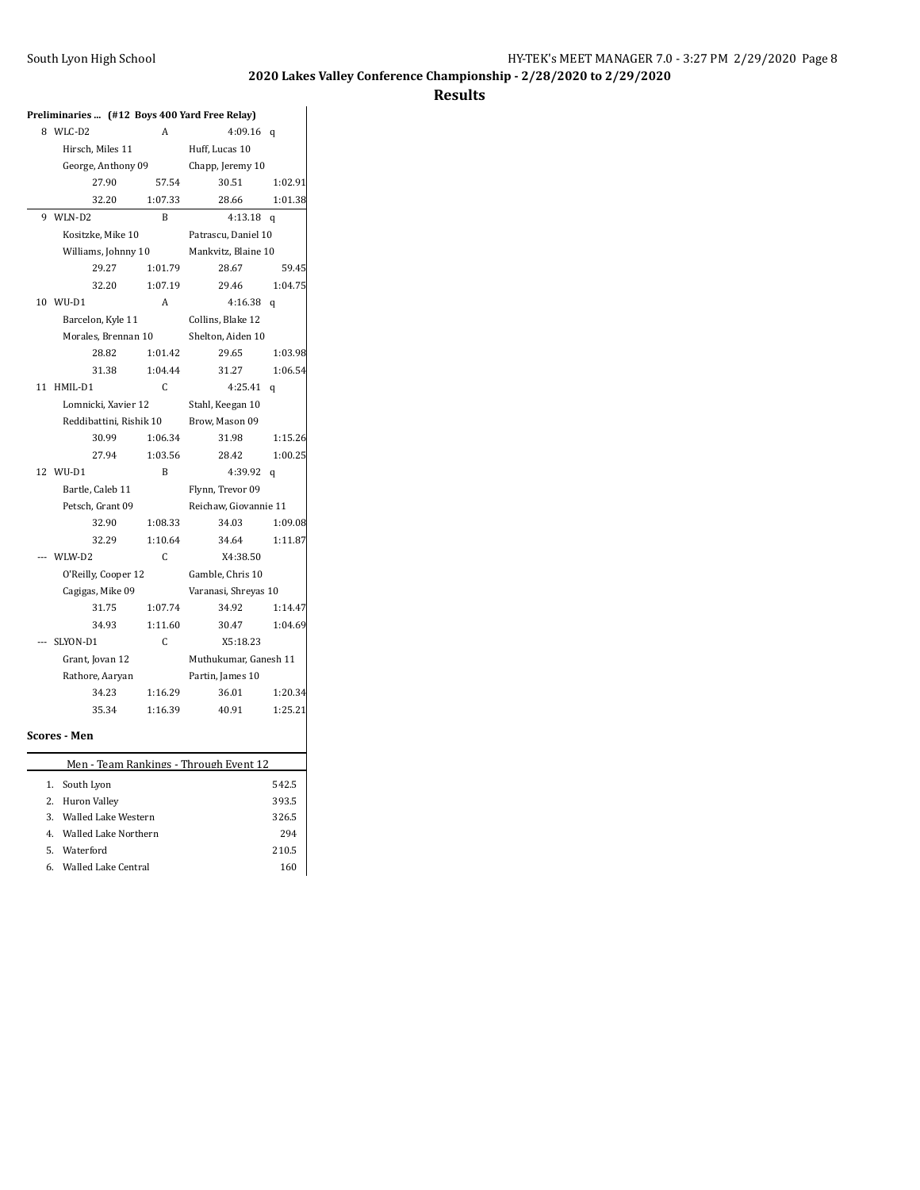## 2020 Lakes Valley Conference Championship - 2/28/2020 to 2/29/2020

## Results

**Preliminaries ... (#12 Boys 400 Yard Free Relay)**

| | | | | |
|---|---|---|---|---|
| 8 | WLC-D2 | A | 4:09.16 | q |
| | Hirsch, Miles 11 | | Huff, Lucas 10 | |
| | George, Anthony 09 | | Chapp, Jeremy 10 | |
| | 27.90 | 57.54 | 30.51 | 1:02.91 |
| | 32.20 | 1:07.33 | 28.66 | 1:01.38 |
| 9 | WLN-D2 | B | 4:13.18 | q |
| | Kositzke, Mike 10 | | Patrascu, Daniel 10 | |
| | Williams, Johnny 10 | | Mankvitz, Blaine 10 | |
| | 29.27 | 1:01.79 | 28.67 | 59.45 |
| | 32.20 | 1:07.19 | 29.46 | 1:04.75 |
| 10 | WU-D1 | A | 4:16.38 | q |
| | Barcelon, Kyle 11 | | Collins, Blake 12 | |
| | Morales, Brennan 10 | | Shelton, Aiden 10 | |
| | 28.82 | 1:01.42 | 29.65 | 1:03.98 |
| | 31.38 | 1:04.44 | 31.27 | 1:06.54 |
| 11 | HMIL-D1 | C | 4:25.41 | q |
| | Lomnicki, Xavier 12 | | Stahl, Keegan 10 | |
| | Reddibattini, Rishik 10 | | Brow, Mason 09 | |
| | 30.99 | 1:06.34 | 31.98 | 1:15.26 |
| | 27.94 | 1:03.56 | 28.42 | 1:00.25 |
| 12 | WU-D1 | B | 4:39.92 | q |
| | Bartle, Caleb 11 | | Flynn, Trevor 09 | |
| | Petsch, Grant 09 | | Reichaw, Giovannie 11 | |
| | 32.90 | 1:08.33 | 34.03 | 1:09.08 |
| | 32.29 | 1:10.64 | 34.64 | 1:11.87 |
| --- | WLW-D2 | C | X4:38.50 | |
| | O'Reilly, Cooper 12 | | Gamble, Chris 10 | |
| | Cagigas, Mike 09 | | Varanasi, Shreyas 10 | |
| | 31.75 | 1:07.74 | 34.92 | 1:14.47 |
| | 34.93 | 1:11.60 | 30.47 | 1:04.69 |
| --- | SLYON-D1 | C | X5:18.23 | |
| | Grant, Jovan 12 | | Muthukumar, Ganesh 11 | |
| | Rathore, Aaryan | | Partin, James 10 | |
| | 34.23 | 1:16.29 | 36.01 | 1:20.34 |
| | 35.34 | 1:16.39 | 40.91 | 1:25.21 |

**Scores - Men**

Men - Team Rankings - Through Event 12

| | | |
|---|---|---|
| 1. | South Lyon | 542.5 |
| 2. | Huron Valley | 393.5 |
| 3. | Walled Lake Western | 326.5 |
| 4. | Walled Lake Northern | 294 |
| 5. | Waterford | 210.5 |
| 6. | Walled Lake Central | 160 |